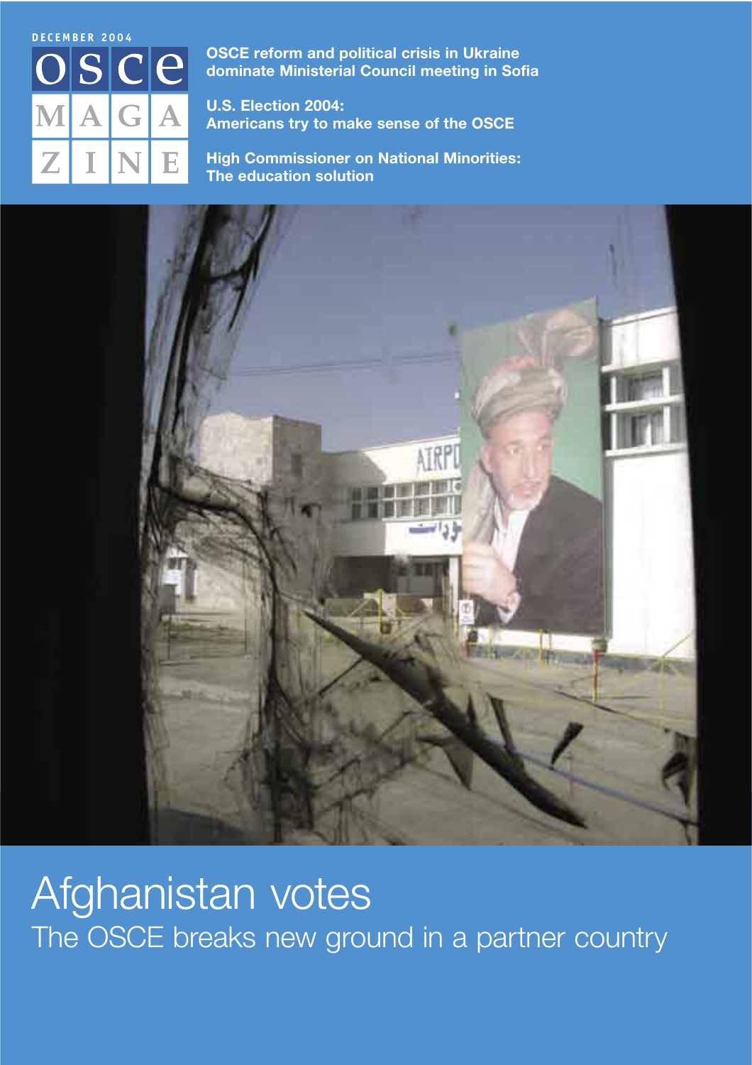DECEMBER 2004

# OSCE MAGAZINE

**OSCE reform and political crisis in Ukraine dominate Ministerial Council meeting in Sofia**

**U.S. Election 2004: Americans try to make sense of the OSCE**

**High Commissioner on National Minorities: The education solution**

# Afghanistan votes

## The OSCE breaks new ground in a partner country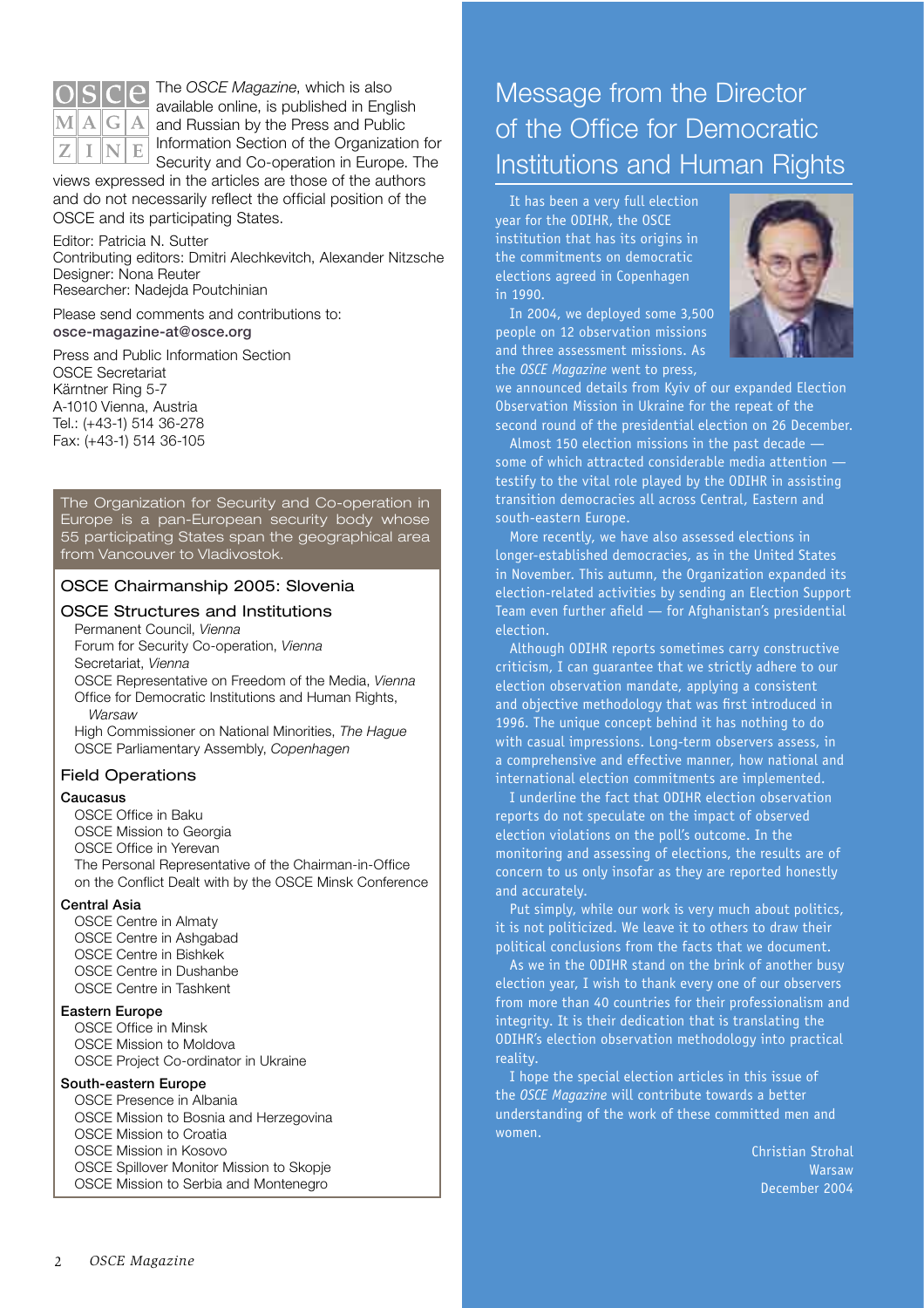The *OSCE Magazine*, which is also available online, is published in English and Russian by the Press and Public Information Section of the Organization for Security and Co-operation in Europe. The views expressed in the articles are those of the authors and do not necessarily reflect the official position of the OSCE and its participating States.

Editor: Patricia N. Sutter
Contributing editors: Dmitri Alechkevitch, Alexander Nitzsche
Designer: Nona Reuter
Researcher: Nadejda Poutchinian

Please send comments and contributions to:
**osce-magazine-at@osce.org**

Press and Public Information Section
OSCE Secretariat
Kärntner Ring 5-7
A-1010 Vienna, Austria
Tel.: (+43-1) 514 36-278
Fax: (+43-1) 514 36-105

The Organization for Security and Co-operation in Europe is a pan-European security body whose 55 participating States span the geographical area from Vancouver to Vladivostok.

## OSCE Chairmanship 2005: Slovenia

## OSCE Structures and Institutions

- Permanent Council, *Vienna*
- Forum for Security Co-operation, *Vienna*
- Secretariat, *Vienna*
- OSCE Representative on Freedom of the Media, *Vienna*
- Office for Democratic Institutions and Human Rights, *Warsaw*
- High Commissioner on National Minorities, *The Hague*
- OSCE Parliamentary Assembly, *Copenhagen*

## Field Operations

### Caucasus

- OSCE Office in Baku
- OSCE Mission to Georgia
- OSCE Office in Yerevan
- The Personal Representative of the Chairman-in-Office on the Conflict Dealt with by the OSCE Minsk Conference

### Central Asia

- OSCE Centre in Almaty
- OSCE Centre in Ashgabad
- OSCE Centre in Bishkek
- OSCE Centre in Dushanbe
- OSCE Centre in Tashkent

### Eastern Europe

- OSCE Office in Minsk
- OSCE Mission to Moldova
- OSCE Project Co-ordinator in Ukraine

### South-eastern Europe

- OSCE Presence in Albania
- OSCE Mission to Bosnia and Herzegovina
- OSCE Mission to Croatia
- OSCE Mission in Kosovo
- OSCE Spillover Monitor Mission to Skopje
- OSCE Mission to Serbia and Montenegro

# Message from the Director of the Office for Democratic Institutions and Human Rights

It has been a very full election year for the ODIHR, the OSCE institution that has its origins in the commitments on democratic elections agreed in Copenhagen in 1990.

In 2004, we deployed some 3,500 people on 12 observation missions and three assessment missions. As the *OSCE Magazine* went to press, we announced details from Kyiv of our expanded Election Observation Mission in Ukraine for the repeat of the second round of the presidential election on 26 December.

Almost 150 election missions in the past decade — some of which attracted considerable media attention — testify to the vital role played by the ODIHR in assisting transition democracies all across Central, Eastern and south-eastern Europe.

More recently, we have also assessed elections in longer-established democracies, as in the United States in November. This autumn, the Organization expanded its election-related activities by sending an Election Support Team even further afield — for Afghanistan's presidential election.

Although ODIHR reports sometimes carry constructive criticism, I can guarantee that we strictly adhere to our election observation mandate, applying a consistent and objective methodology that was first introduced in 1996. The unique concept behind it has nothing to do with casual impressions. Long-term observers assess, in a comprehensive and effective manner, how national and international election commitments are implemented.

I underline the fact that ODIHR election observation reports do not speculate on the impact of observed election violations on the poll's outcome. In the monitoring and assessing of elections, the results are of concern to us only insofar as they are reported honestly and accurately.

Put simply, while our work is very much about politics, it is not politicized. We leave it to others to draw their political conclusions from the facts that we document.

As we in the ODIHR stand on the brink of another busy election year, I wish to thank every one of our observers from more than 40 countries for their professionalism and integrity. It is their dedication that is translating the ODIHR's election observation methodology into practical reality.

I hope the special election articles in this issue of the *OSCE Magazine* will contribute towards a better understanding of the work of these committed men and women.

Christian Strohal
Warsaw
December 2004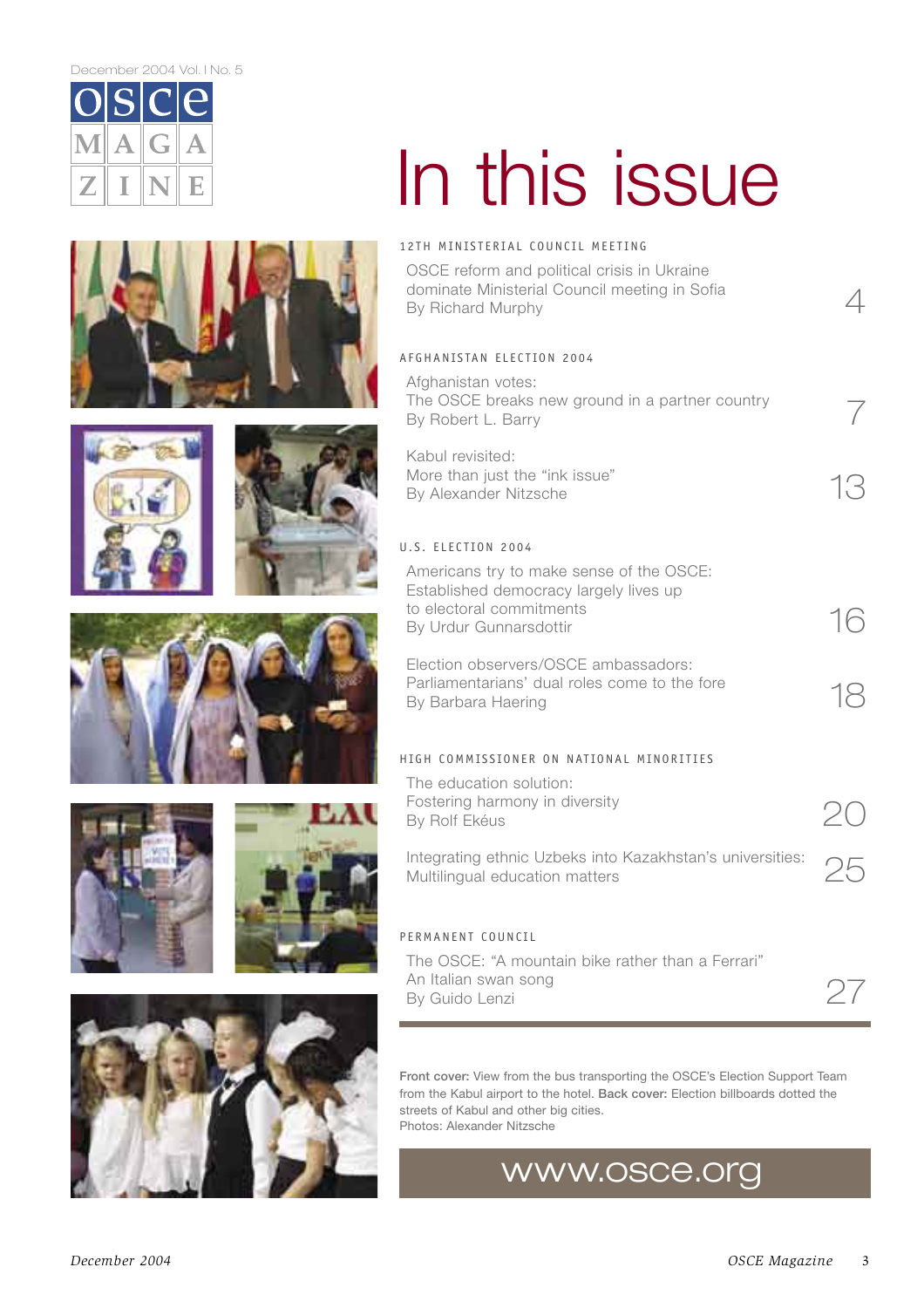December 2004 Vol. I No. 5

# OSCE MAGAZINE

# In this issue

## 12TH MINISTERIAL COUNCIL MEETING

OSCE reform and political crisis in Ukraine dominate Ministerial Council meeting in Sofia
By Richard Murphy — 4

## AFGHANISTAN ELECTION 2004

Afghanistan votes:
The OSCE breaks new ground in a partner country
By Robert L. Barry — 7

Kabul revisited:
More than just the "ink issue"
By Alexander Nitzsche — 13

## U.S. ELECTION 2004

Americans try to make sense of the OSCE:
Established democracy largely lives up to electoral commitments
By Urdur Gunnarsdottir — 16

Election observers/OSCE ambassadors:
Parliamentarians' dual roles come to the fore
By Barbara Haering — 18

## HIGH COMMISSIONER ON NATIONAL MINORITIES

The education solution:
Fostering harmony in diversity
By Rolf Ekéus — 20

Integrating ethnic Uzbeks into Kazakhstan's universities:
Multilingual education matters — 25

## PERMANENT COUNCIL

The OSCE: "A mountain bike rather than a Ferrari"
An Italian swan song
By Guido Lenzi — 27

**Front cover:** View from the bus transporting the OSCE's Election Support Team from the Kabul airport to the hotel. **Back cover:** Election billboards dotted the streets of Kabul and other big cities.
Photos: Alexander Nitzsche

www.osce.org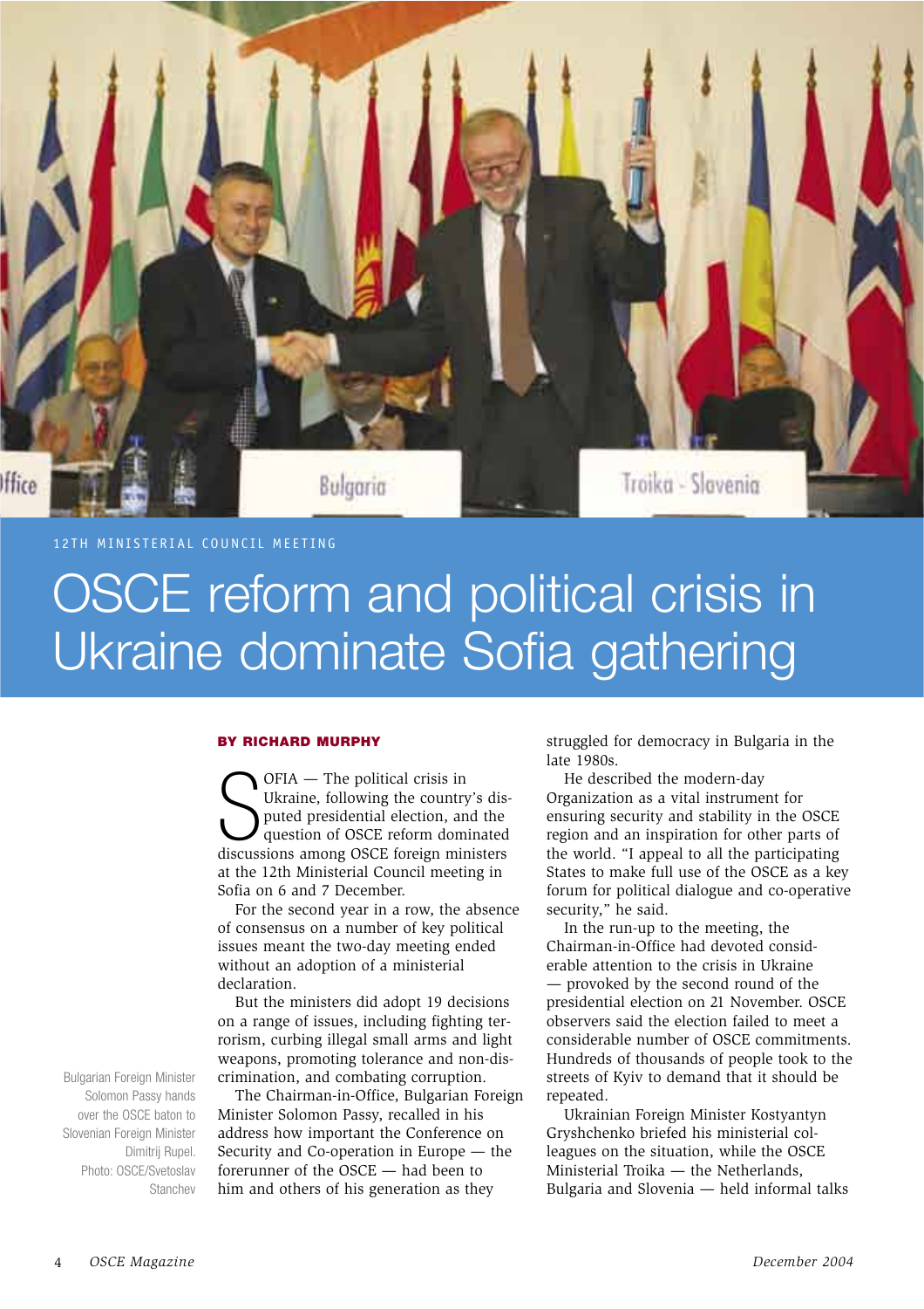12TH MINISTERIAL COUNCIL MEETING

# OSCE reform and political crisis in Ukraine dominate Sofia gathering

Bulgarian Foreign Minister Solomon Passy hands over the OSCE baton to Slovenian Foreign Minister Dimitrij Rupel. Photo: OSCE/Svetoslav Stanchev

**BY RICHARD MURPHY**

SOFIA — The political crisis in Ukraine, following the country's disputed presidential election, and the question of OSCE reform dominated discussions among OSCE foreign ministers at the 12th Ministerial Council meeting in Sofia on 6 and 7 December.

For the second year in a row, the absence of consensus on a number of key political issues meant the two-day meeting ended without an adoption of a ministerial declaration.

But the ministers did adopt 19 decisions on a range of issues, including fighting terrorism, curbing illegal small arms and light weapons, promoting tolerance and non-discrimination, and combating corruption.

The Chairman-in-Office, Bulgarian Foreign Minister Solomon Passy, recalled in his address how important the Conference on Security and Co-operation in Europe — the forerunner of the OSCE — had been to him and others of his generation as they struggled for democracy in Bulgaria in the late 1980s.

He described the modern-day Organization as a vital instrument for ensuring security and stability in the OSCE region and an inspiration for other parts of the world. "I appeal to all the participating States to make full use of the OSCE as a key forum for political dialogue and co-operative security," he said.

In the run-up to the meeting, the Chairman-in-Office had devoted considerable attention to the crisis in Ukraine — provoked by the second round of the presidential election on 21 November. OSCE observers said the election failed to meet a considerable number of OSCE commitments. Hundreds of thousands of people took to the streets of Kyiv to demand that it should be repeated.

Ukrainian Foreign Minister Kostyantyn Gryshchenko briefed his ministerial colleagues on the situation, while the OSCE Ministerial Troika — the Netherlands, Bulgaria and Slovenia — held informal talks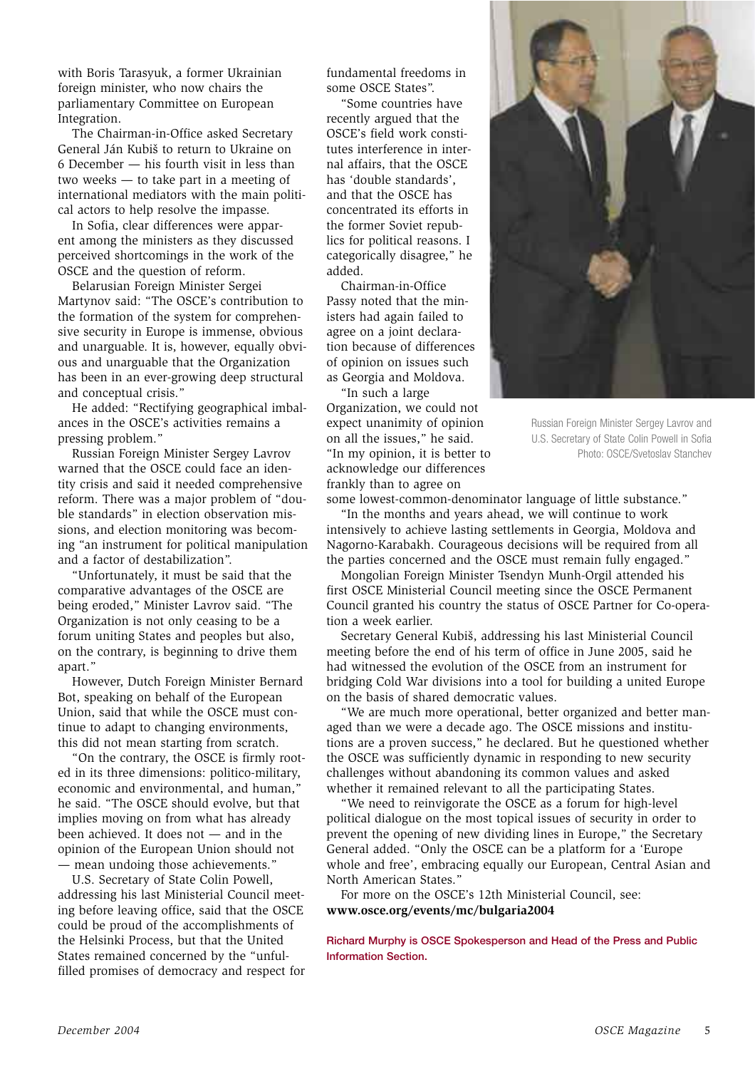with Boris Tarasyuk, a former Ukrainian foreign minister, who now chairs the parliamentary Committee on European Integration.

The Chairman-in-Office asked Secretary General Ján Kubiš to return to Ukraine on 6 December — his fourth visit in less than two weeks — to take part in a meeting of international mediators with the main political actors to help resolve the impasse.

In Sofia, clear differences were apparent among the ministers as they discussed perceived shortcomings in the work of the OSCE and the question of reform.

Belarusian Foreign Minister Sergei Martynov said: "The OSCE's contribution to the formation of the system for comprehensive security in Europe is immense, obvious and unarguable. It is, however, equally obvious and unarguable that the Organization has been in an ever-growing deep structural and conceptual crisis."

He added: "Rectifying geographical imbalances in the OSCE's activities remains a pressing problem."

Russian Foreign Minister Sergey Lavrov warned that the OSCE could face an identity crisis and said it needed comprehensive reform. There was a major problem of "double standards" in election observation missions, and election monitoring was becoming "an instrument for political manipulation and a factor of destabilization".

"Unfortunately, it must be said that the comparative advantages of the OSCE are being eroded," Minister Lavrov said. "The Organization is not only ceasing to be a forum uniting States and peoples but also, on the contrary, is beginning to drive them apart."

However, Dutch Foreign Minister Bernard Bot, speaking on behalf of the European Union, said that while the OSCE must continue to adapt to changing environments, this did not mean starting from scratch.

"On the contrary, the OSCE is firmly rooted in its three dimensions: politico-military, economic and environmental, and human," he said. "The OSCE should evolve, but that implies moving on from what has already been achieved. It does not — and in the opinion of the European Union should not — mean undoing those achievements."

U.S. Secretary of State Colin Powell, addressing his last Ministerial Council meeting before leaving office, said that the OSCE could be proud of the accomplishments of the Helsinki Process, but that the United States remained concerned by the "unfulfilled promises of democracy and respect for fundamental freedoms in some OSCE States".

"Some countries have recently argued that the OSCE's field work constitutes interference in internal affairs, that the OSCE has 'double standards', and that the OSCE has concentrated its efforts in the former Soviet republics for political reasons. I categorically disagree," he added.

Chairman-in-Office Passy noted that the ministers had again failed to agree on a joint declaration because of differences of opinion on issues such as Georgia and Moldova.

"In such a large Organization, we could not expect unanimity of opinion on all the issues," he said. "In my opinion, it is better to acknowledge our differences frankly than to agree on some lowest-common-denominator language of little substance."

"In the months and years ahead, we will continue to work intensively to achieve lasting settlements in Georgia, Moldova and Nagorno-Karabakh. Courageous decisions will be required from all the parties concerned and the OSCE must remain fully engaged."

Russian Foreign Minister Sergey Lavrov and U.S. Secretary of State Colin Powell in Sofia
Photo: OSCE/Svetoslav Stanchev

Mongolian Foreign Minister Tsendyn Munh-Orgil attended his first OSCE Ministerial Council meeting since the OSCE Permanent Council granted his country the status of OSCE Partner for Co-operation a week earlier.

Secretary General Kubiš, addressing his last Ministerial Council meeting before the end of his term of office in June 2005, said he had witnessed the evolution of the OSCE from an instrument for bridging Cold War divisions into a tool for building a united Europe on the basis of shared democratic values.

"We are much more operational, better organized and better managed than we were a decade ago. The OSCE missions and institutions are a proven success," he declared. But he questioned whether the OSCE was sufficiently dynamic in responding to new security challenges without abandoning its common values and asked whether it remained relevant to all the participating States.

"We need to reinvigorate the OSCE as a forum for high-level political dialogue on the most topical issues of security in order to prevent the opening of new dividing lines in Europe," the Secretary General added. "Only the OSCE can be a platform for a 'Europe whole and free', embracing equally our European, Central Asian and North American States."

For more on the OSCE's 12th Ministerial Council, see: **www.osce.org/events/mc/bulgaria2004**

**Richard Murphy is OSCE Spokesperson and Head of the Press and Public Information Section.**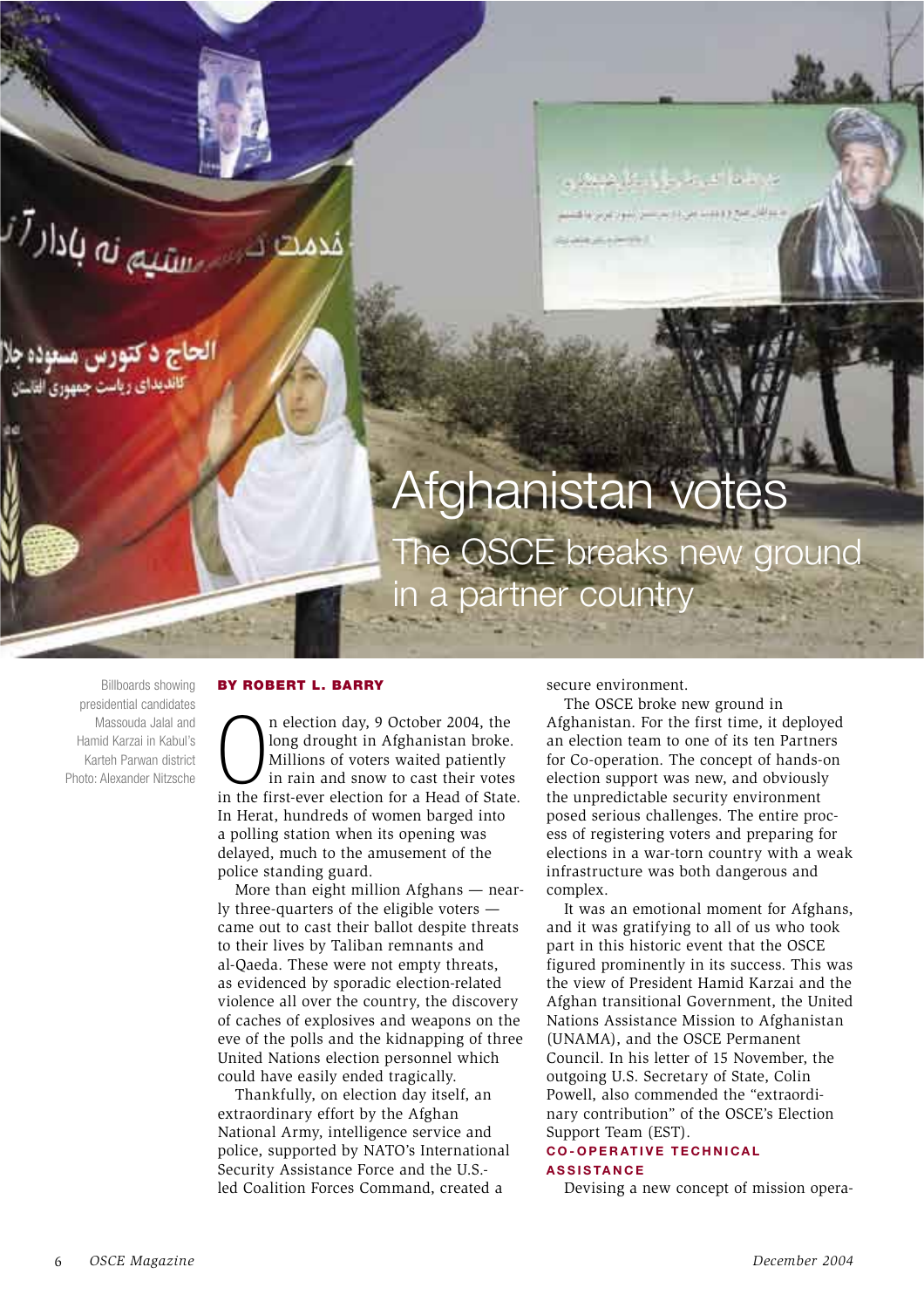# Afghanistan votes

## The OSCE breaks new ground in a partner country

Billboards showing presidential candidates Massouda Jalal and Hamid Karzai in Kabul's Karteh Parwan district
Photo: Alexander Nitzsche

**BY ROBERT L. BARRY**

On election day, 9 October 2004, the long drought in Afghanistan broke. Millions of voters waited patiently in rain and snow to cast their votes in the first-ever election for a Head of State. In Herat, hundreds of women barged into a polling station when its opening was delayed, much to the amusement of the police standing guard.

More than eight million Afghans — nearly three-quarters of the eligible voters — came out to cast their ballot despite threats to their lives by Taliban remnants and al-Qaeda. These were not empty threats, as evidenced by sporadic election-related violence all over the country, the discovery of caches of explosives and weapons on the eve of the polls and the kidnapping of three United Nations election personnel which could have easily ended tragically.

Thankfully, on election day itself, an extraordinary effort by the Afghan National Army, intelligence service and police, supported by NATO's International Security Assistance Force and the U.S.-led Coalition Forces Command, created a secure environment.

The OSCE broke new ground in Afghanistan. For the first time, it deployed an election team to one of its ten Partners for Co-operation. The concept of hands-on election support was new, and obviously the unpredictable security environment posed serious challenges. The entire process of registering voters and preparing for elections in a war-torn country with a weak infrastructure was both dangerous and complex.

It was an emotional moment for Afghans, and it was gratifying to all of us who took part in this historic event that the OSCE figured prominently in its success. This was the view of President Hamid Karzai and the Afghan transitional Government, the United Nations Assistance Mission to Afghanistan (UNAMA), and the OSCE Permanent Council. In his letter of 15 November, the outgoing U.S. Secretary of State, Colin Powell, also commended the "extraordinary contribution" of the OSCE's Election Support Team (EST).

### CO-OPERATIVE TECHNICAL ASSISTANCE

Devising a new concept of mission opera-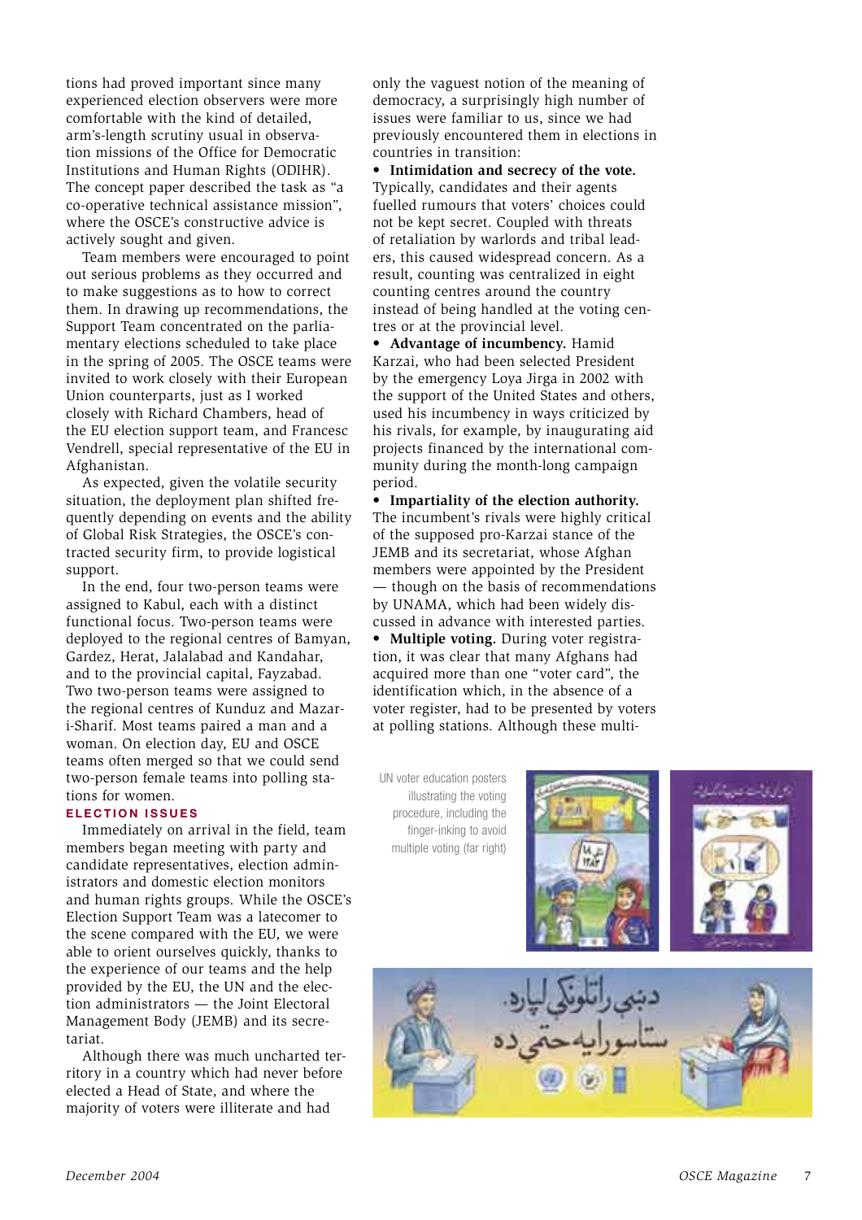tions had proved important since many experienced election observers were more comfortable with the kind of detailed, arm's-length scrutiny usual in observation missions of the Office for Democratic Institutions and Human Rights (ODIHR). The concept paper described the task as "a co-operative technical assistance mission", where the OSCE's constructive advice is actively sought and given.

Team members were encouraged to point out serious problems as they occurred and to make suggestions as to how to correct them. In drawing up recommendations, the Support Team concentrated on the parliamentary elections scheduled to take place in the spring of 2005. The OSCE teams were invited to work closely with their European Union counterparts, just as I worked closely with Richard Chambers, head of the EU election support team, and Francesc Vendrell, special representative of the EU in Afghanistan.

As expected, given the volatile security situation, the deployment plan shifted frequently depending on events and the ability of Global Risk Strategies, the OSCE's contracted security firm, to provide logistical support.

In the end, four two-person teams were assigned to Kabul, each with a distinct functional focus. Two-person teams were deployed to the regional centres of Bamyan, Gardez, Herat, Jalalabad and Kandahar, and to the provincial capital, Fayzabad. Two two-person teams were assigned to the regional centres of Kunduz and Mazar-i-Sharif. Most teams paired a man and a woman. On election day, EU and OSCE teams often merged so that we could send two-person female teams into polling stations for women.

## ELECTION ISSUES

Immediately on arrival in the field, team members began meeting with party and candidate representatives, election administrators and domestic election monitors and human rights groups. While the OSCE's Election Support Team was a latecomer to the scene compared with the EU, we were able to orient ourselves quickly, thanks to the experience of our teams and the help provided by the EU, the UN and the election administrators — the Joint Electoral Management Body (JEMB) and its secretariat.

Although there was much uncharted territory in a country which had never before elected a Head of State, and where the majority of voters were illiterate and had only the vaguest notion of the meaning of democracy, a surprisingly high number of issues were familiar to us, since we had previously encountered them in elections in countries in transition:

- **Intimidation and secrecy of the vote.** Typically, candidates and their agents fuelled rumours that voters' choices could not be kept secret. Coupled with threats of retaliation by warlords and tribal leaders, this caused widespread concern. As a result, counting was centralized in eight counting centres around the country instead of being handled at the voting centres or at the provincial level.
- **Advantage of incumbency.** Hamid Karzai, who had been selected President by the emergency Loya Jirga in 2002 with the support of the United States and others, used his incumbency in ways criticized by his rivals, for example, by inaugurating aid projects financed by the international community during the month-long campaign period.
- **Impartiality of the election authority.** The incumbent's rivals were highly critical of the supposed pro-Karzai stance of the JEMB and its secretariat, whose Afghan members were appointed by the President — though on the basis of recommendations by UNAMA, which had been widely discussed in advance with interested parties.
- **Multiple voting.** During voter registration, it was clear that many Afghans had acquired more than one "voter card", the identification which, in the absence of a voter register, had to be presented by voters at polling stations. Although these multi-

UN voter education posters illustrating the voting procedure, including the finger-inking to avoid multiple voting (far right)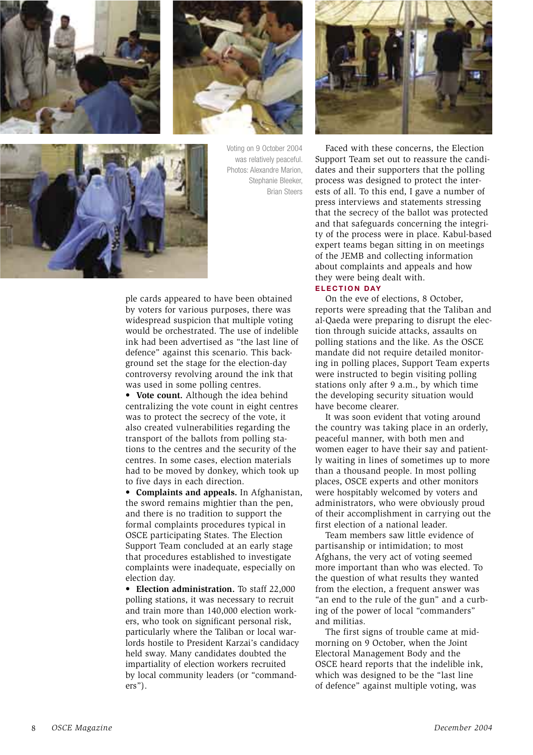Voting on 9 October 2004 was relatively peaceful. Photos: Alexandre Marion, Stephanie Bleeker, Brian Steers

ple cards appeared to have been obtained by voters for various purposes, there was widespread suspicion that multiple voting would be orchestrated. The use of indelible ink had been advertised as "the last line of defence" against this scenario. This background set the stage for the election-day controversy revolving around the ink that was used in some polling centres.

- **Vote count.** Although the idea behind centralizing the vote count in eight centres was to protect the secrecy of the vote, it also created vulnerabilities regarding the transport of the ballots from polling stations to the centres and the security of the centres. In some cases, election materials had to be moved by donkey, which took up to five days in each direction.
- **Complaints and appeals.** In Afghanistan, the sword remains mightier than the pen, and there is no tradition to support the formal complaints procedures typical in OSCE participating States. The Election Support Team concluded at an early stage that procedures established to investigate complaints were inadequate, especially on election day.
- **Election administration.** To staff 22,000 polling stations, it was necessary to recruit and train more than 140,000 election workers, who took on significant personal risk, particularly where the Taliban or local warlords hostile to President Karzai's candidacy held sway. Many candidates doubted the impartiality of election workers recruited by local community leaders (or "commanders").

Faced with these concerns, the Election Support Team set out to reassure the candidates and their supporters that the polling process was designed to protect the interests of all. To this end, I gave a number of press interviews and statements stressing that the secrecy of the ballot was protected and that safeguards concerning the integrity of the process were in place. Kabul-based expert teams began sitting in on meetings of the JEMB and collecting information about complaints and appeals and how they were being dealt with.

## ELECTION DAY

On the eve of elections, 8 October, reports were spreading that the Taliban and al-Qaeda were preparing to disrupt the election through suicide attacks, assaults on polling stations and the like. As the OSCE mandate did not require detailed monitoring in polling places, Support Team experts were instructed to begin visiting polling stations only after 9 a.m., by which time the developing security situation would have become clearer.

It was soon evident that voting around the country was taking place in an orderly, peaceful manner, with both men and women eager to have their say and patiently waiting in lines of sometimes up to more than a thousand people. In most polling places, OSCE experts and other monitors were hospitably welcomed by voters and administrators, who were obviously proud of their accomplishment in carrying out the first election of a national leader.

Team members saw little evidence of partisanship or intimidation; to most Afghans, the very act of voting seemed more important than who was elected. To the question of what results they wanted from the election, a frequent answer was "an end to the rule of the gun" and a curbing of the power of local "commanders" and militias.

The first signs of trouble came at mid-morning on 9 October, when the Joint Electoral Management Body and the OSCE heard reports that the indelible ink, which was designed to be the "last line of defence" against multiple voting, was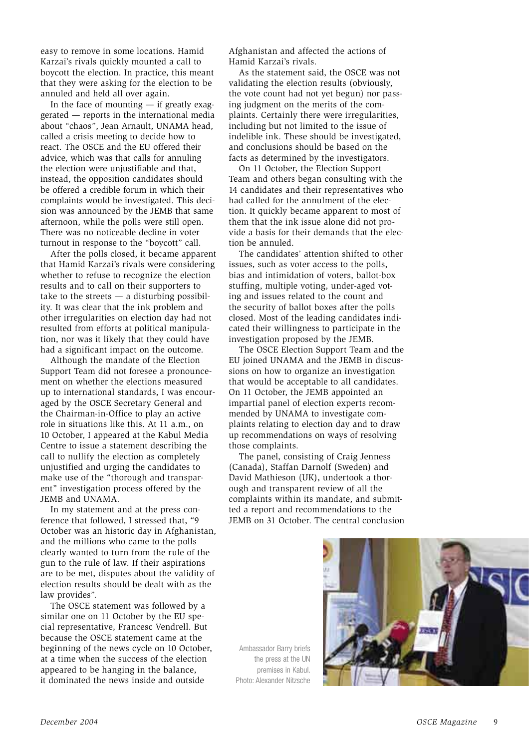easy to remove in some locations. Hamid Karzai's rivals quickly mounted a call to boycott the election. In practice, this meant that they were asking for the election to be annuled and held all over again.

In the face of mounting — if greatly exaggerated — reports in the international media about "chaos", Jean Arnault, UNAMA head, called a crisis meeting to decide how to react. The OSCE and the EU offered their advice, which was that calls for annuling the election were unjustifiable and that, instead, the opposition candidates should be offered a credible forum in which their complaints would be investigated. This decision was announced by the JEMB that same afternoon, while the polls were still open. There was no noticeable decline in voter turnout in response to the "boycott" call.

After the polls closed, it became apparent that Hamid Karzai's rivals were considering whether to refuse to recognize the election results and to call on their supporters to take to the streets — a disturbing possibility. It was clear that the ink problem and other irregularities on election day had not resulted from efforts at political manipulation, nor was it likely that they could have had a significant impact on the outcome.

Although the mandate of the Election Support Team did not foresee a pronouncement on whether the elections measured up to international standards, I was encouraged by the OSCE Secretary General and the Chairman-in-Office to play an active role in situations like this. At 11 a.m., on 10 October, I appeared at the Kabul Media Centre to issue a statement describing the call to nullify the election as completely unjustified and urging the candidates to make use of the "thorough and transparent" investigation process offered by the JEMB and UNAMA.

In my statement and at the press conference that followed, I stressed that, "9 October was an historic day in Afghanistan, and the millions who came to the polls clearly wanted to turn from the rule of the gun to the rule of law. If their aspirations are to be met, disputes about the validity of election results should be dealt with as the law provides".

The OSCE statement was followed by a similar one on 11 October by the EU special representative, Francesc Vendrell. But because the OSCE statement came at the beginning of the news cycle on 10 October, at a time when the success of the election appeared to be hanging in the balance, it dominated the news inside and outside Afghanistan and affected the actions of Hamid Karzai's rivals.

As the statement said, the OSCE was not validating the election results (obviously, the vote count had not yet begun) nor passing judgment on the merits of the complaints. Certainly there were irregularities, including but not limited to the issue of indelible ink. These should be investigated, and conclusions should be based on the facts as determined by the investigators.

On 11 October, the Election Support Team and others began consulting with the 14 candidates and their representatives who had called for the annulment of the election. It quickly became apparent to most of them that the ink issue alone did not provide a basis for their demands that the election be annuled.

The candidates' attention shifted to other issues, such as voter access to the polls, bias and intimidation of voters, ballot-box stuffing, multiple voting, under-aged voting and issues related to the count and the security of ballot boxes after the polls closed. Most of the leading candidates indicated their willingness to participate in the investigation proposed by the JEMB.

The OSCE Election Support Team and the EU joined UNAMA and the JEMB in discussions on how to organize an investigation that would be acceptable to all candidates. On 11 October, the JEMB appointed an impartial panel of election experts recommended by UNAMA to investigate complaints relating to election day and to draw up recommendations on ways of resolving those complaints.

The panel, consisting of Craig Jenness (Canada), Staffan Darnolf (Sweden) and David Mathieson (UK), undertook a thorough and transparent review of all the complaints within its mandate, and submitted a report and recommendations to the JEMB on 31 October. The central conclusion

Ambassador Barry briefs the press at the UN premises in Kabul. Photo: Alexander Nitzsche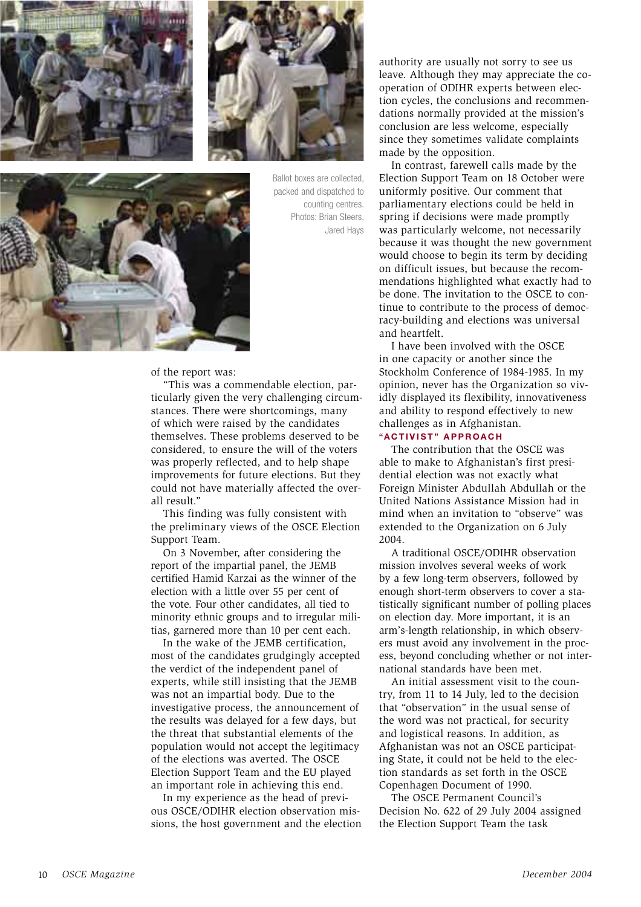Ballot boxes are collected, packed and dispatched to counting centres.
Photos: Brian Steers, Jared Hays

of the report was:

"This was a commendable election, particularly given the very challenging circumstances. There were shortcomings, many of which were raised by the candidates themselves. These problems deserved to be considered, to ensure the will of the voters was properly reflected, and to help shape improvements for future elections. But they could not have materially affected the overall result."

This finding was fully consistent with the preliminary views of the OSCE Election Support Team.

On 3 November, after considering the report of the impartial panel, the JEMB certified Hamid Karzai as the winner of the election with a little over 55 per cent of the vote. Four other candidates, all tied to minority ethnic groups and to irregular militias, garnered more than 10 per cent each.

In the wake of the JEMB certification, most of the candidates grudgingly accepted the verdict of the independent panel of experts, while still insisting that the JEMB was not an impartial body. Due to the investigative process, the announcement of the results was delayed for a few days, but the threat that substantial elements of the population would not accept the legitimacy of the elections was averted. The OSCE Election Support Team and the EU played an important role in achieving this end.

In my experience as the head of previous OSCE/ODIHR election observation missions, the host government and the election authority are usually not sorry to see us leave. Although they may appreciate the co-operation of ODIHR experts between election cycles, the conclusions and recommendations normally provided at the mission's conclusion are less welcome, especially since they sometimes validate complaints made by the opposition.

In contrast, farewell calls made by the Election Support Team on 18 October were uniformly positive. Our comment that parliamentary elections could be held in spring if decisions were made promptly was particularly welcome, not necessarily because it was thought the new government would choose to begin its term by deciding on difficult issues, but because the recommendations highlighted what exactly had to be done. The invitation to the OSCE to continue to contribute to the process of democracy-building and elections was universal and heartfelt.

I have been involved with the OSCE in one capacity or another since the Stockholm Conference of 1984-1985. In my opinion, never has the Organization so vividly displayed its flexibility, innovativeness and ability to respond effectively to new challenges as in Afghanistan.

### "ACTIVIST" APPROACH

The contribution that the OSCE was able to make to Afghanistan's first presidential election was not exactly what Foreign Minister Abdullah Abdullah or the United Nations Assistance Mission had in mind when an invitation to "observe" was extended to the Organization on 6 July 2004.

A traditional OSCE/ODIHR observation mission involves several weeks of work by a few long-term observers, followed by enough short-term observers to cover a statistically significant number of polling places on election day. More important, it is an arm's-length relationship, in which observers must avoid any involvement in the process, beyond concluding whether or not international standards have been met.

An initial assessment visit to the country, from 11 to 14 July, led to the decision that "observation" in the usual sense of the word was not practical, for security and logistical reasons. In addition, as Afghanistan was not an OSCE participating State, it could not be held to the election standards as set forth in the OSCE Copenhagen Document of 1990.

The OSCE Permanent Council's Decision No. 622 of 29 July 2004 assigned the Election Support Team the task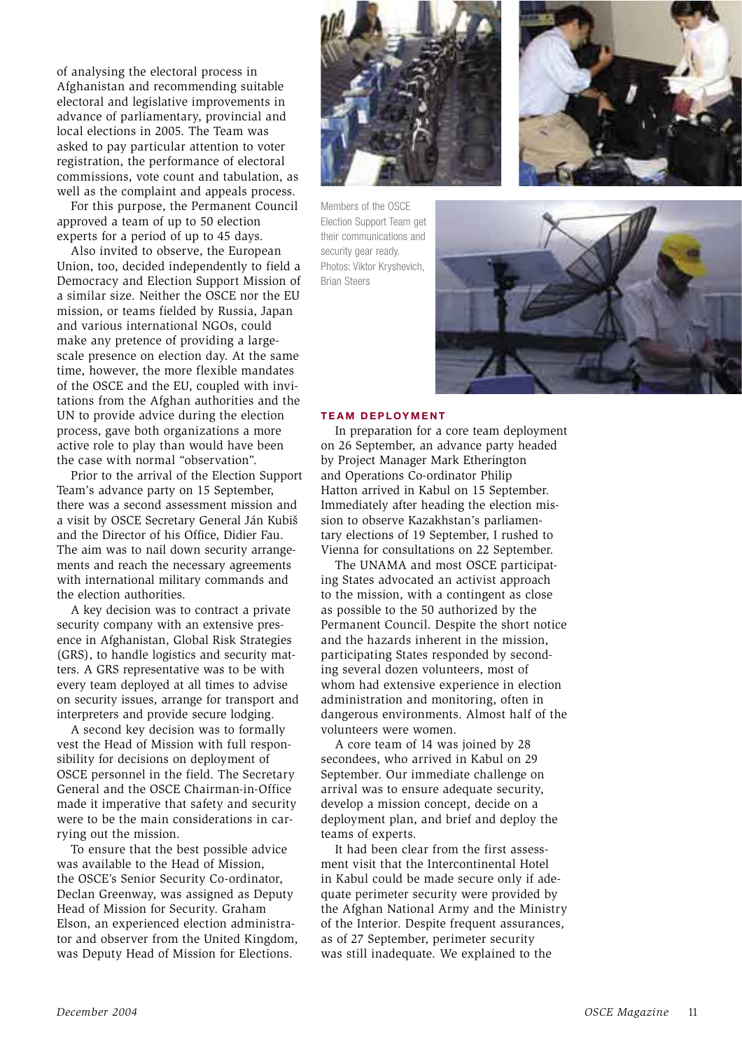of analysing the electoral process in Afghanistan and recommending suitable electoral and legislative improvements in advance of parliamentary, provincial and local elections in 2005. The Team was asked to pay particular attention to voter registration, the performance of electoral commissions, vote count and tabulation, as well as the complaint and appeals process.

For this purpose, the Permanent Council approved a team of up to 50 election experts for a period of up to 45 days.

Also invited to observe, the European Union, too, decided independently to field a Democracy and Election Support Mission of a similar size. Neither the OSCE nor the EU mission, or teams fielded by Russia, Japan and various international NGOs, could make any pretence of providing a large-scale presence on election day. At the same time, however, the more flexible mandates of the OSCE and the EU, coupled with invitations from the Afghan authorities and the UN to provide advice during the election process, gave both organizations a more active role to play than would have been the case with normal "observation".

Prior to the arrival of the Election Support Team's advance party on 15 September, there was a second assessment mission and a visit by OSCE Secretary General Ján Kubiš and the Director of his Office, Didier Fau. The aim was to nail down security arrangements and reach the necessary agreements with international military commands and the election authorities.

A key decision was to contract a private security company with an extensive presence in Afghanistan, Global Risk Strategies (GRS), to handle logistics and security matters. A GRS representative was to be with every team deployed at all times to advise on security issues, arrange for transport and interpreters and provide secure lodging.

A second key decision was to formally vest the Head of Mission with full responsibility for decisions on deployment of OSCE personnel in the field. The Secretary General and the OSCE Chairman-in-Office made it imperative that safety and security were to be the main considerations in carrying out the mission.

To ensure that the best possible advice was available to the Head of Mission, the OSCE's Senior Security Co-ordinator, Declan Greenway, was assigned as Deputy Head of Mission for Security. Graham Elson, an experienced election administrator and observer from the United Kingdom, was Deputy Head of Mission for Elections.

Members of the OSCE Election Support Team get their communications and security gear ready. Photos: Viktor Kryshevich, Brian Steers

## TEAM DEPLOYMENT

In preparation for a core team deployment on 26 September, an advance party headed by Project Manager Mark Etherington and Operations Co-ordinator Philip Hatton arrived in Kabul on 15 September. Immediately after heading the election mission to observe Kazakhstan's parliamentary elections of 19 September, I rushed to Vienna for consultations on 22 September.

The UNAMA and most OSCE participating States advocated an activist approach to the mission, with a contingent as close as possible to the 50 authorized by the Permanent Council. Despite the short notice and the hazards inherent in the mission, participating States responded by seconding several dozen volunteers, most of whom had extensive experience in election administration and monitoring, often in dangerous environments. Almost half of the volunteers were women.

A core team of 14 was joined by 28 secondees, who arrived in Kabul on 29 September. Our immediate challenge on arrival was to ensure adequate security, develop a mission concept, decide on a deployment plan, and brief and deploy the teams of experts.

It had been clear from the first assessment visit that the Intercontinental Hotel in Kabul could be made secure only if adequate perimeter security were provided by the Afghan National Army and the Ministry of the Interior. Despite frequent assurances, as of 27 September, perimeter security was still inadequate. We explained to the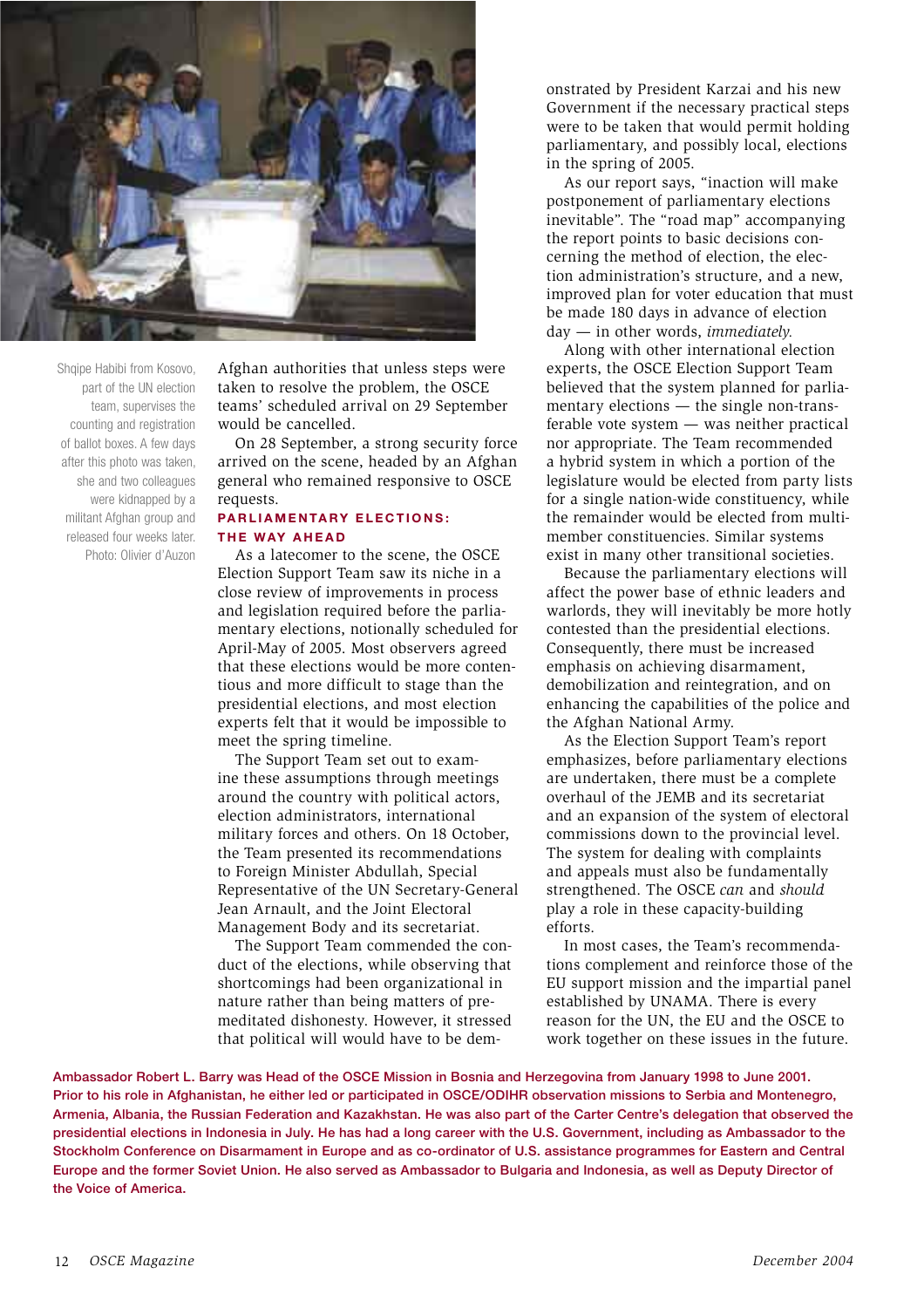Shqipe Habibi from Kosovo, part of the UN election team, supervises the counting and registration of ballot boxes. A few days after this photo was taken, she and two colleagues were kidnapped by a militant Afghan group and released four weeks later. Photo: Olivier d'Auzon

Afghan authorities that unless steps were taken to resolve the problem, the OSCE teams' scheduled arrival on 29 September would be cancelled.

On 28 September, a strong security force arrived on the scene, headed by an Afghan general who remained responsive to OSCE requests.

## PARLIAMENTARY ELECTIONS: THE WAY AHEAD

As a latecomer to the scene, the OSCE Election Support Team saw its niche in a close review of improvements in process and legislation required before the parliamentary elections, notionally scheduled for April-May of 2005. Most observers agreed that these elections would be more contentious and more difficult to stage than the presidential elections, and most election experts felt that it would be impossible to meet the spring timeline.

The Support Team set out to examine these assumptions through meetings around the country with political actors, election administrators, international military forces and others. On 18 October, the Team presented its recommendations to Foreign Minister Abdullah, Special Representative of the UN Secretary-General Jean Arnault, and the Joint Electoral Management Body and its secretariat.

The Support Team commended the conduct of the elections, while observing that shortcomings had been organizational in nature rather than being matters of premeditated dishonesty. However, it stressed that political will would have to be demonstrated by President Karzai and his new Government if the necessary practical steps were to be taken that would permit holding parliamentary, and possibly local, elections in the spring of 2005.

As our report says, "inaction will make postponement of parliamentary elections inevitable". The "road map" accompanying the report points to basic decisions concerning the method of election, the election administration's structure, and a new, improved plan for voter education that must be made 180 days in advance of election day — in other words, *immediately.*

Along with other international election experts, the OSCE Election Support Team believed that the system planned for parliamentary elections — the single non-transferable vote system — was neither practical nor appropriate. The Team recommended a hybrid system in which a portion of the legislature would be elected from party lists for a single nation-wide constituency, while the remainder would be elected from multi-member constituencies. Similar systems exist in many other transitional societies.

Because the parliamentary elections will affect the power base of ethnic leaders and warlords, they will inevitably be more hotly contested than the presidential elections. Consequently, there must be increased emphasis on achieving disarmament, demobilization and reintegration, and on enhancing the capabilities of the police and the Afghan National Army.

As the Election Support Team's report emphasizes, before parliamentary elections are undertaken, there must be a complete overhaul of the JEMB and its secretariat and an expansion of the system of electoral commissions down to the provincial level. The system for dealing with complaints and appeals must also be fundamentally strengthened. The OSCE *can* and *should* play a role in these capacity-building efforts.

In most cases, the Team's recommendations complement and reinforce those of the EU support mission and the impartial panel established by UNAMA. There is every reason for the UN, the EU and the OSCE to work together on these issues in the future.

**Ambassador Robert L. Barry was Head of the OSCE Mission in Bosnia and Herzegovina from January 1998 to June 2001. Prior to his role in Afghanistan, he either led or participated in OSCE/ODIHR observation missions to Serbia and Montenegro, Armenia, Albania, the Russian Federation and Kazakhstan. He was also part of the Carter Centre's delegation that observed the presidential elections in Indonesia in July. He has had a long career with the U.S. Government, including as Ambassador to the Stockholm Conference on Disarmament in Europe and as co-ordinator of U.S. assistance programmes for Eastern and Central Europe and the former Soviet Union. He also served as Ambassador to Bulgaria and Indonesia, as well as Deputy Director of the Voice of America.**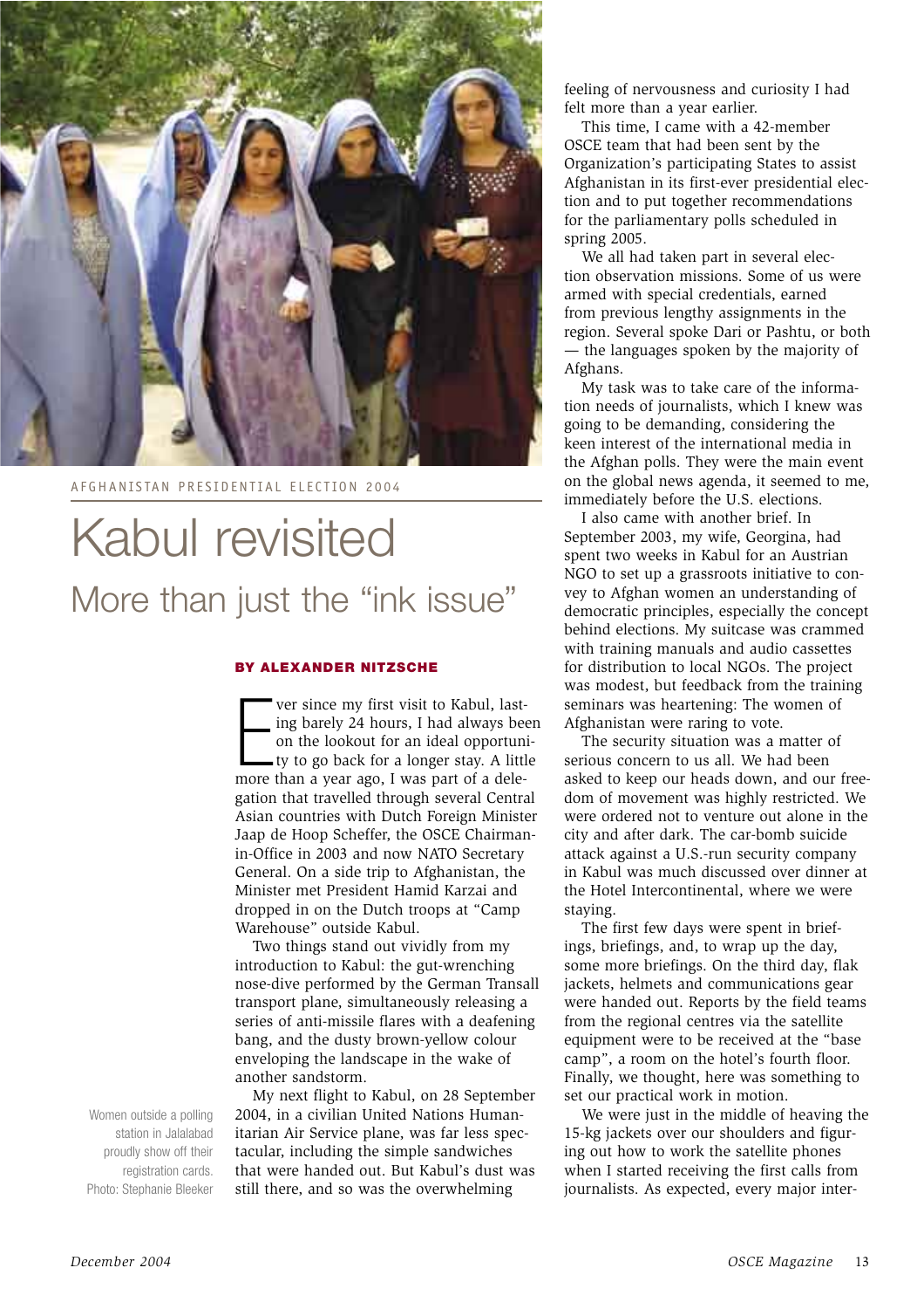AFGHANISTAN PRESIDENTIAL ELECTION 2004

# Kabul revisited

## More than just the "ink issue"

**BY ALEXANDER NITZSCHE**

Women outside a polling station in Jalalabad proudly show off their registration cards. Photo: Stephanie Bleeker

Ever since my first visit to Kabul, lasting barely 24 hours, I had always been on the lookout for an ideal opportunity to go back for a longer stay. A little more than a year ago, I was part of a delegation that travelled through several Central Asian countries with Dutch Foreign Minister Jaap de Hoop Scheffer, the OSCE Chairman-in-Office in 2003 and now NATO Secretary General. On a side trip to Afghanistan, the Minister met President Hamid Karzai and dropped in on the Dutch troops at "Camp Warehouse" outside Kabul.

Two things stand out vividly from my introduction to Kabul: the gut-wrenching nose-dive performed by the German Transall transport plane, simultaneously releasing a series of anti-missile flares with a deafening bang, and the dusty brown-yellow colour enveloping the landscape in the wake of another sandstorm.

My next flight to Kabul, on 28 September 2004, in a civilian United Nations Humanitarian Air Service plane, was far less spectacular, including the simple sandwiches that were handed out. But Kabul's dust was still there, and so was the overwhelming feeling of nervousness and curiosity I had felt more than a year earlier.

This time, I came with a 42-member OSCE team that had been sent by the Organization's participating States to assist Afghanistan in its first-ever presidential election and to put together recommendations for the parliamentary polls scheduled in spring 2005.

We all had taken part in several election observation missions. Some of us were armed with special credentials, earned from previous lengthy assignments in the region. Several spoke Dari or Pashtu, or both — the languages spoken by the majority of Afghans.

My task was to take care of the information needs of journalists, which I knew was going to be demanding, considering the keen interest of the international media in the Afghan polls. They were the main event on the global news agenda, it seemed to me, immediately before the U.S. elections.

I also came with another brief. In September 2003, my wife, Georgina, had spent two weeks in Kabul for an Austrian NGO to set up a grassroots initiative to convey to Afghan women an understanding of democratic principles, especially the concept behind elections. My suitcase was crammed with training manuals and audio cassettes for distribution to local NGOs. The project was modest, but feedback from the training seminars was heartening: The women of Afghanistan were raring to vote.

The security situation was a matter of serious concern to us all. We had been asked to keep our heads down, and our freedom of movement was highly restricted. We were ordered not to venture out alone in the city and after dark. The car-bomb suicide attack against a U.S.-run security company in Kabul was much discussed over dinner at the Hotel Intercontinental, where we were staying.

The first few days were spent in briefings, briefings, and, to wrap up the day, some more briefings. On the third day, flak jackets, helmets and communications gear were handed out. Reports by the field teams from the regional centres via the satellite equipment were to be received at the "base camp", a room on the hotel's fourth floor. Finally, we thought, here was something to set our practical work in motion.

We were just in the middle of heaving the 15-kg jackets over our shoulders and figuring out how to work the satellite phones when I started receiving the first calls from journalists. As expected, every major inter-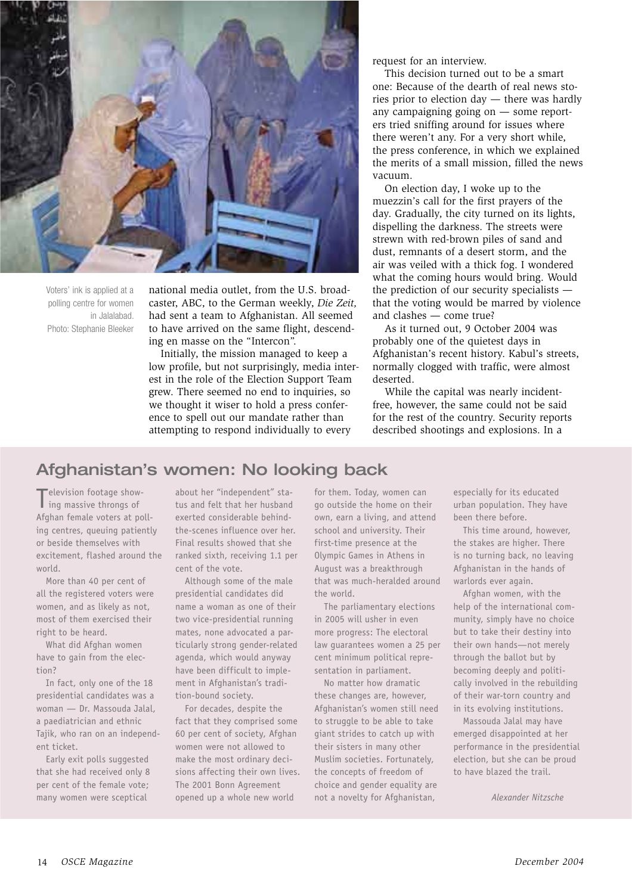Voters' ink is applied at a polling centre for women in Jalalabad. Photo: Stephanie Bleeker

national media outlet, from the U.S. broadcaster, ABC, to the German weekly, *Die Zeit*, had sent a team to Afghanistan. All seemed to have arrived on the same flight, descending en masse on the "Intercon".

Initially, the mission managed to keep a low profile, but not surprisingly, media interest in the role of the Election Support Team grew. There seemed no end to inquiries, so we thought it wiser to hold a press conference to spell out our mandate rather than attempting to respond individually to every request for an interview.

This decision turned out to be a smart one: Because of the dearth of real news stories prior to election day — there was hardly any campaigning going on — some reporters tried sniffing around for issues where there weren't any. For a very short while, the press conference, in which we explained the merits of a small mission, filled the news vacuum.

On election day, I woke up to the muezzin's call for the first prayers of the day. Gradually, the city turned on its lights, dispelling the darkness. The streets were strewn with red-brown piles of sand and dust, remnants of a desert storm, and the air was veiled with a thick fog. I wondered what the coming hours would bring. Would the prediction of our security specialists — that the voting would be marred by violence and clashes — come true?

As it turned out, 9 October 2004 was probably one of the quietest days in Afghanistan's recent history. Kabul's streets, normally clogged with traffic, were almost deserted.

While the capital was nearly incident-free, however, the same could not be said for the rest of the country. Security reports described shootings and explosions. In a

## Afghanistan's women: No looking back

Television footage showing massive throngs of Afghan female voters at polling centres, queuing patiently or beside themselves with excitement, flashed around the world.

More than 40 per cent of all the registered voters were women, and as likely as not, most of them exercised their right to be heard.

What did Afghan women have to gain from the election?

In fact, only one of the 18 presidential candidates was a woman — Dr. Massouda Jalal, a paediatrician and ethnic Tajik, who ran on an independent ticket.

Early exit polls suggested that she had received only 8 per cent of the female vote; many women were sceptical about her "independent" status and felt that her husband exerted considerable behind-the-scenes influence over her. Final results showed that she ranked sixth, receiving 1.1 per cent of the vote.

Although some of the male presidential candidates did name a woman as one of their two vice-presidential running mates, none advocated a particularly strong gender-related agenda, which would anyway have been difficult to implement in Afghanistan's tradition-bound society.

For decades, despite the fact that they comprised some 60 per cent of society, Afghan women were not allowed to make the most ordinary decisions affecting their own lives. The 2001 Bonn Agreement opened up a whole new world for them. Today, women can go outside the home on their own, earn a living, and attend school and university. Their first-time presence at the Olympic Games in Athens in August was a breakthrough that was much-heralded around the world.

The parliamentary elections in 2005 will usher in even more progress: The electoral law guarantees women a 25 per cent minimum political representation in parliament.

No matter how dramatic these changes are, however, Afghanistan's women still need to struggle to be able to take giant strides to catch up with their sisters in many other Muslim societies. Fortunately, the concepts of freedom of choice and gender equality are not a novelty for Afghanistan, especially for its educated urban population. They have been there before.

This time around, however, the stakes are higher. There is no turning back, no leaving Afghanistan in the hands of warlords ever again.

Afghan women, with the help of the international community, simply have no choice but to take their destiny into their own hands—not merely through the ballot but by becoming deeply and politically involved in the rebuilding of their war-torn country and in its evolving institutions.

Massouda Jalal may have emerged disappointed at her performance in the presidential election, but she can be proud to have blazed the trail.

*Alexander Nitzsche*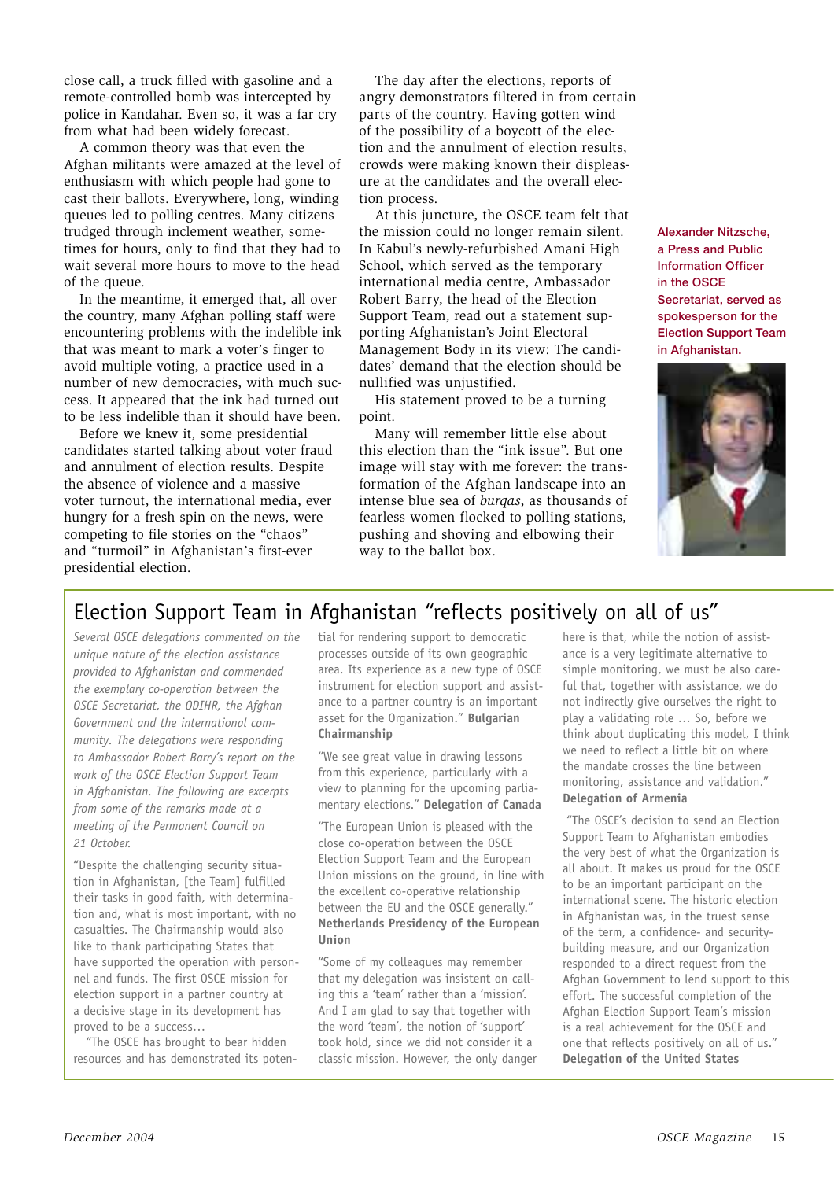close call, a truck filled with gasoline and a remote-controlled bomb was intercepted by police in Kandahar. Even so, it was a far cry from what had been widely forecast.

A common theory was that even the Afghan militants were amazed at the level of enthusiasm with which people had gone to cast their ballots. Everywhere, long, winding queues led to polling centres. Many citizens trudged through inclement weather, sometimes for hours, only to find that they had to wait several more hours to move to the head of the queue.

In the meantime, it emerged that, all over the country, many Afghan polling staff were encountering problems with the indelible ink that was meant to mark a voter's finger to avoid multiple voting, a practice used in a number of new democracies, with much success. It appeared that the ink had turned out to be less indelible than it should have been.

Before we knew it, some presidential candidates started talking about voter fraud and annulment of election results. Despite the absence of violence and a massive voter turnout, the international media, ever hungry for a fresh spin on the news, were competing to file stories on the "chaos" and "turmoil" in Afghanistan's first-ever presidential election.

The day after the elections, reports of angry demonstrators filtered in from certain parts of the country. Having gotten wind of the possibility of a boycott of the election and the annulment of election results, crowds were making known their displeasure at the candidates and the overall election process.

At this juncture, the OSCE team felt that the mission could no longer remain silent. In Kabul's newly-refurbished Amani High School, which served as the temporary international media centre, Ambassador Robert Barry, the head of the Election Support Team, read out a statement supporting Afghanistan's Joint Electoral Management Body in its view: The candidates' demand that the election should be nullified was unjustified.

His statement proved to be a turning point.

Many will remember little else about this election than the "ink issue". But one image will stay with me forever: the transformation of the Afghan landscape into an intense blue sea of *burqas*, as thousands of fearless women flocked to polling stations, pushing and shoving and elbowing their way to the ballot box.

**Alexander Nitzsche, a Press and Public Information Officer in the OSCE Secretariat, served as spokesperson for the Election Support Team in Afghanistan.**

## Election Support Team in Afghanistan "reflects positively on all of us"

*Several OSCE delegations commented on the unique nature of the election assistance provided to Afghanistan and commended the exemplary co-operation between the OSCE Secretariat, the ODIHR, the Afghan Government and the international community. The delegations were responding to Ambassador Robert Barry's report on the work of the OSCE Election Support Team in Afghanistan. The following are excerpts from some of the remarks made at a meeting of the Permanent Council on 21 October.*

"Despite the challenging security situation in Afghanistan, [the Team] fulfilled their tasks in good faith, with determination and, what is most important, with no casualties. The Chairmanship would also like to thank participating States that have supported the operation with personnel and funds. The first OSCE mission for election support in a partner country at a decisive stage in its development has proved to be a success…

"The OSCE has brought to bear hidden resources and has demonstrated its potential for rendering support to democratic processes outside of its own geographic area. Its experience as a new type of OSCE instrument for election support and assistance to a partner country is an important asset for the Organization." **Bulgarian Chairmanship**

"We see great value in drawing lessons from this experience, particularly with a view to planning for the upcoming parliamentary elections." **Delegation of Canada**

"The European Union is pleased with the close co-operation between the OSCE Election Support Team and the European Union missions on the ground, in line with the excellent co-operative relationship between the EU and the OSCE generally." **Netherlands Presidency of the European Union**

"Some of my colleagues may remember that my delegation was insistent on calling this a 'team' rather than a 'mission'. And I am glad to say that together with the word 'team', the notion of 'support' took hold, since we did not consider it a classic mission. However, the only danger here is that, while the notion of assistance is a very legitimate alternative to simple monitoring, we must be also careful that, together with assistance, we do not indirectly give ourselves the right to play a validating role … So, before we think about duplicating this model, I think we need to reflect a little bit on where the mandate crosses the line between monitoring, assistance and validation." **Delegation of Armenia**

"The OSCE's decision to send an Election Support Team to Afghanistan embodies the very best of what the Organization is all about. It makes us proud for the OSCE to be an important participant on the international scene. The historic election in Afghanistan was, in the truest sense of the term, a confidence- and security-building measure, and our Organization responded to a direct request from the Afghan Government to lend support to this effort. The successful completion of the Afghan Election Support Team's mission is a real achievement for the OSCE and one that reflects positively on all of us." **Delegation of the United States**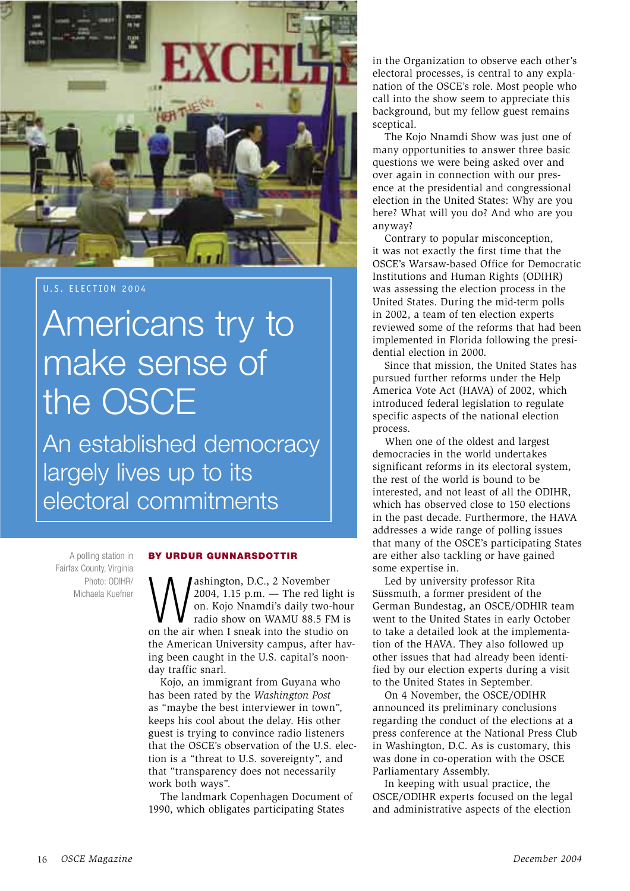U.S. ELECTION 2004

# Americans try to make sense of the OSCE

## An established democracy largely lives up to its electoral commitments

A polling station in Fairfax County, Virginia
Photo: ODIHR/ Michaela Kuefner

**BY URDUR GUNNARSDOTTIR**

Washington, D.C., 2 November 2004, 1.15 p.m. — The red light is on. Kojo Nnamdi's daily two-hour radio show on WAMU 88.5 FM is on the air when I sneak into the studio on the American University campus, after having been caught in the U.S. capital's noonday traffic snarl.

Kojo, an immigrant from Guyana who has been rated by the *Washington Post* as "maybe the best interviewer in town", keeps his cool about the delay. His other guest is trying to convince radio listeners that the OSCE's observation of the U.S. election is a "threat to U.S. sovereignty", and that "transparency does not necessarily work both ways".

The landmark Copenhagen Document of 1990, which obligates participating States in the Organization to observe each other's electoral processes, is central to any explanation of the OSCE's role. Most people who call into the show seem to appreciate this background, but my fellow guest remains sceptical.

The Kojo Nnamdi Show was just one of many opportunities to answer three basic questions we were being asked over and over again in connection with our presence at the presidential and congressional election in the United States: Why are you here? What will you do? And who are you anyway?

Contrary to popular misconception, it was not exactly the first time that the OSCE's Warsaw-based Office for Democratic Institutions and Human Rights (ODIHR) was assessing the election process in the United States. During the mid-term polls in 2002, a team of ten election experts reviewed some of the reforms that had been implemented in Florida following the presidential election in 2000.

Since that mission, the United States has pursued further reforms under the Help America Vote Act (HAVA) of 2002, which introduced federal legislation to regulate specific aspects of the national election process.

When one of the oldest and largest democracies in the world undertakes significant reforms in its electoral system, the rest of the world is bound to be interested, and not least of all the ODIHR, which has observed close to 150 elections in the past decade. Furthermore, the HAVA addresses a wide range of polling issues that many of the OSCE's participating States are either also tackling or have gained some expertise in.

Led by university professor Rita Süssmuth, a former president of the German Bundestag, an OSCE/ODHIR team went to the United States in early October to take a detailed look at the implementation of the HAVA. They also followed up other issues that had already been identified by our election experts during a visit to the United States in September.

On 4 November, the OSCE/ODIHR announced its preliminary conclusions regarding the conduct of the elections at a press conference at the National Press Club in Washington, D.C. As is customary, this was done in co-operation with the OSCE Parliamentary Assembly.

In keeping with usual practice, the OSCE/ODIHR experts focused on the legal and administrative aspects of the election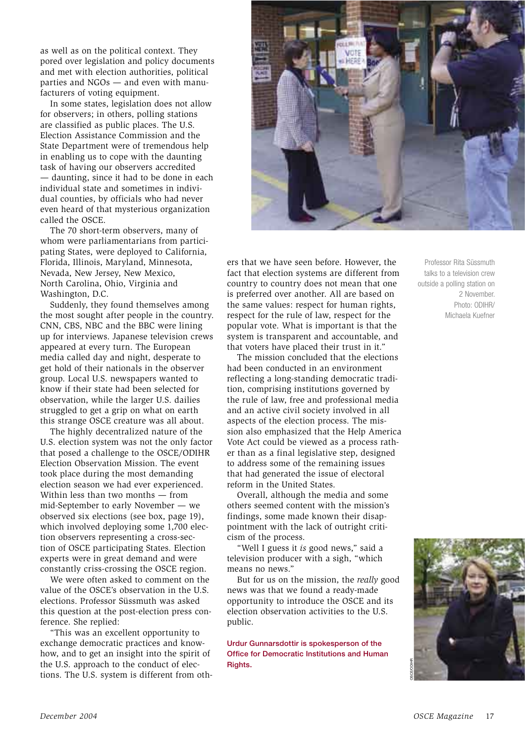as well as on the political context. They pored over legislation and policy documents and met with election authorities, political parties and NGOs — and even with manufacturers of voting equipment.

In some states, legislation does not allow for observers; in others, polling stations are classified as public places. The U.S. Election Assistance Commission and the State Department were of tremendous help in enabling us to cope with the daunting task of having our observers accredited — daunting, since it had to be done in each individual state and sometimes in individual counties, by officials who had never even heard of that mysterious organization called the OSCE.

The 70 short-term observers, many of whom were parliamentarians from participating States, were deployed to California, Florida, Illinois, Maryland, Minnesota, Nevada, New Jersey, New Mexico, North Carolina, Ohio, Virginia and Washington, D.C.

Suddenly, they found themselves among the most sought after people in the country. CNN, CBS, NBC and the BBC were lining up for interviews. Japanese television crews appeared at every turn. The European media called day and night, desperate to get hold of their nationals in the observer group. Local U.S. newspapers wanted to know if their state had been selected for observation, while the larger U.S. dailies struggled to get a grip on what on earth this strange OSCE creature was all about.

The highly decentralized nature of the U.S. election system was not the only factor that posed a challenge to the OSCE/ODIHR Election Observation Mission. The event took place during the most demanding election season we had ever experienced. Within less than two months — from mid-September to early November — we observed six elections (see box, page 19), which involved deploying some 1,700 election observers representing a cross-section of OSCE participating States. Election experts were in great demand and were constantly criss-crossing the OSCE region.

We were often asked to comment on the value of the OSCE's observation in the U.S. elections. Professor Süssmuth was asked this question at the post-election press conference. She replied:

"This was an excellent opportunity to exchange democratic practices and know-how, and to get an insight into the spirit of the U.S. approach to the conduct of elections. The U.S. system is different from others that we have seen before. However, the fact that election systems are different from country to country does not mean that one is preferred over another. All are based on the same values: respect for human rights, respect for the rule of law, respect for the popular vote. What is important is that the system is transparent and accountable, and that voters have placed their trust in it."

The mission concluded that the elections had been conducted in an environment reflecting a long-standing democratic tradition, comprising institutions governed by the rule of law, free and professional media and an active civil society involved in all aspects of the election process. The mission also emphasized that the Help America Vote Act could be viewed as a process rather than as a final legislative step, designed to address some of the remaining issues that had generated the issue of electoral reform in the United States.

Overall, although the media and some others seemed content with the mission's findings, some made known their disappointment with the lack of outright criticism of the process.

"Well I guess it *is* good news," said a television producer with a sigh, "which means no news."

But for us on the mission, the *really* good news was that we found a ready-made opportunity to introduce the OSCE and its election observation activities to the U.S. public.

**Urdur Gunnarsdottir is spokesperson of the Office for Democratic Institutions and Human Rights.**

Professor Rita Süssmuth talks to a television crew outside a polling station on 2 November. Photo: ODIHR/ Michaela Kuefner

OSCE/ODIHR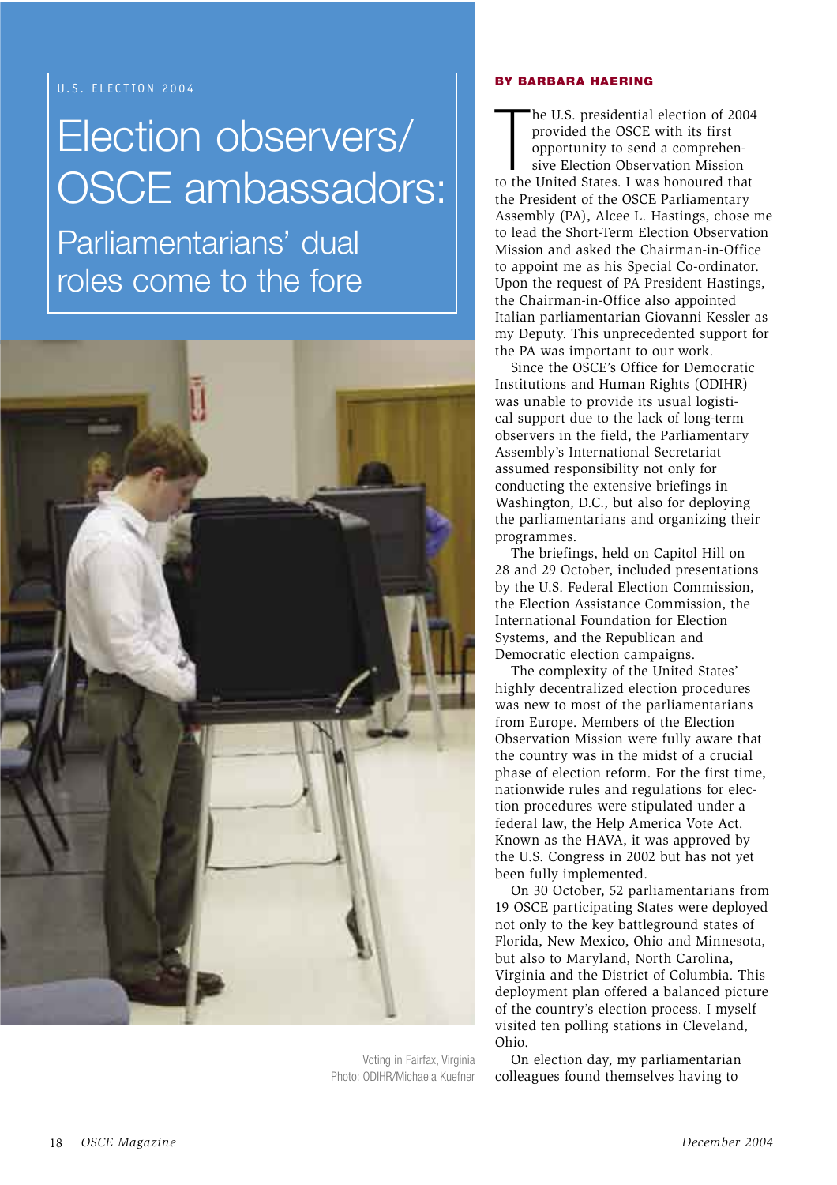U.S. ELECTION 2004

# Election observers/ OSCE ambassadors:

## Parliamentarians' dual roles come to the fore

Voting in Fairfax, Virginia
Photo: ODIHR/Michaela Kuefner

**BY BARBARA HAERING**

The U.S. presidential election of 2004 provided the OSCE with its first opportunity to send a comprehensive Election Observation Mission to the United States. I was honoured that the President of the OSCE Parliamentary Assembly (PA), Alcee L. Hastings, chose me to lead the Short-Term Election Observation Mission and asked the Chairman-in-Office to appoint me as his Special Co-ordinator. Upon the request of PA President Hastings, the Chairman-in-Office also appointed Italian parliamentarian Giovanni Kessler as my Deputy. This unprecedented support for the PA was important to our work.

Since the OSCE's Office for Democratic Institutions and Human Rights (ODIHR) was unable to provide its usual logistical support due to the lack of long-term observers in the field, the Parliamentary Assembly's International Secretariat assumed responsibility not only for conducting the extensive briefings in Washington, D.C., but also for deploying the parliamentarians and organizing their programmes.

The briefings, held on Capitol Hill on 28 and 29 October, included presentations by the U.S. Federal Election Commission, the Election Assistance Commission, the International Foundation for Election Systems, and the Republican and Democratic election campaigns.

The complexity of the United States' highly decentralized election procedures was new to most of the parliamentarians from Europe. Members of the Election Observation Mission were fully aware that the country was in the midst of a crucial phase of election reform. For the first time, nationwide rules and regulations for election procedures were stipulated under a federal law, the Help America Vote Act. Known as the HAVA, it was approved by the U.S. Congress in 2002 but has not yet been fully implemented.

On 30 October, 52 parliamentarians from 19 OSCE participating States were deployed not only to the key battleground states of Florida, New Mexico, Ohio and Minnesota, but also to Maryland, North Carolina, Virginia and the District of Columbia. This deployment plan offered a balanced picture of the country's election process. I myself visited ten polling stations in Cleveland, Ohio.

On election day, my parliamentarian colleagues found themselves having to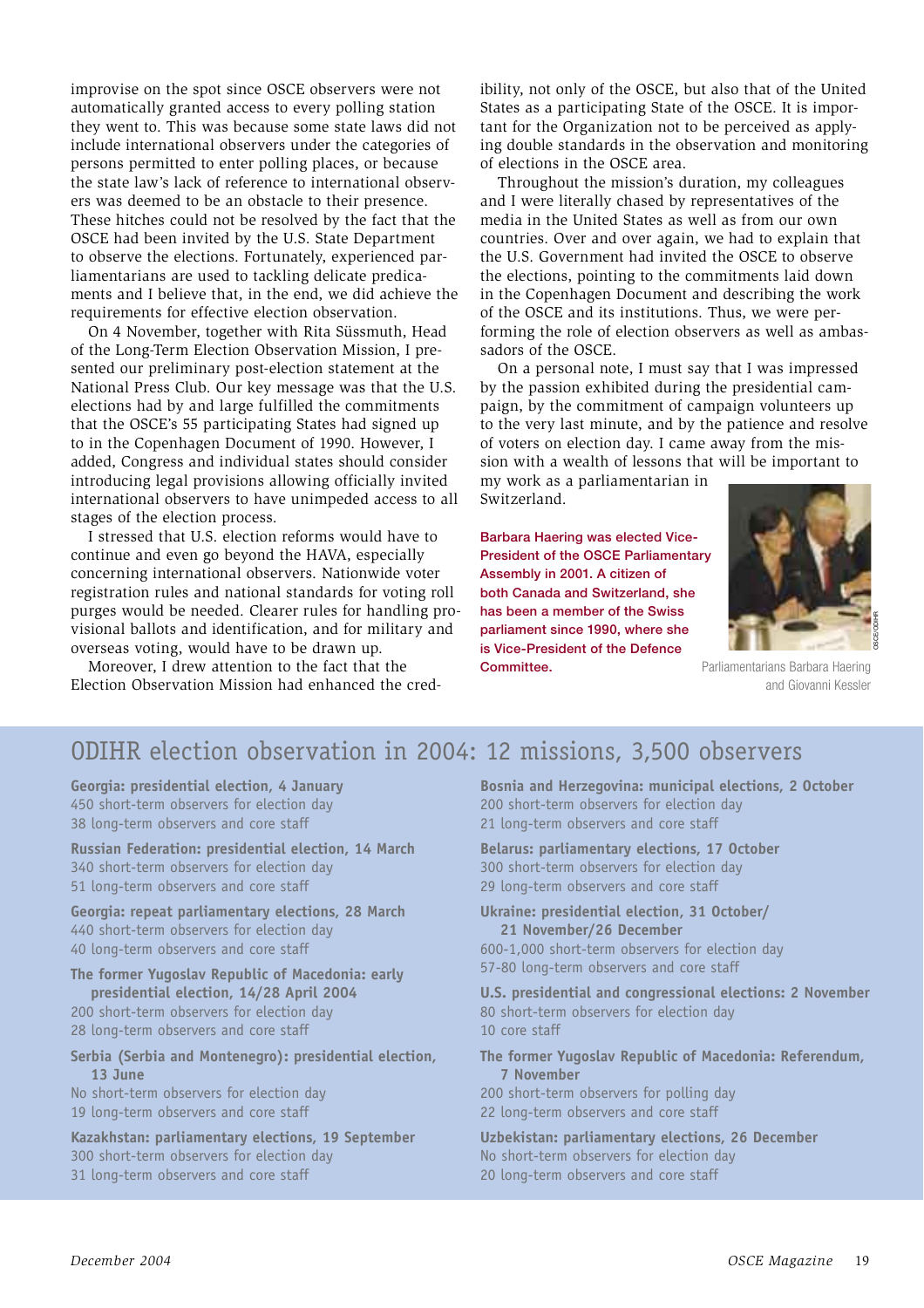improvise on the spot since OSCE observers were not automatically granted access to every polling station they went to. This was because some state laws did not include international observers under the categories of persons permitted to enter polling places, or because the state law's lack of reference to international observers was deemed to be an obstacle to their presence. These hitches could not be resolved by the fact that the OSCE had been invited by the U.S. State Department to observe the elections. Fortunately, experienced parliamentarians are used to tackling delicate predicaments and I believe that, in the end, we did achieve the requirements for effective election observation.

On 4 November, together with Rita Süssmuth, Head of the Long-Term Election Observation Mission, I presented our preliminary post-election statement at the National Press Club. Our key message was that the U.S. elections had by and large fulfilled the commitments that the OSCE's 55 participating States had signed up to in the Copenhagen Document of 1990. However, I added, Congress and individual states should consider introducing legal provisions allowing officially invited international observers to have unimpeded access to all stages of the election process.

I stressed that U.S. election reforms would have to continue and even go beyond the HAVA, especially concerning international observers. Nationwide voter registration rules and national standards for voting roll purges would be needed. Clearer rules for handling provisional ballots and identification, and for military and overseas voting, would have to be drawn up.

Moreover, I drew attention to the fact that the Election Observation Mission had enhanced the credibility, not only of the OSCE, but also that of the United States as a participating State of the OSCE. It is important for the Organization not to be perceived as applying double standards in the observation and monitoring of elections in the OSCE area.

Throughout the mission's duration, my colleagues and I were literally chased by representatives of the media in the United States as well as from our own countries. Over and over again, we had to explain that the U.S. Government had invited the OSCE to observe the elections, pointing to the commitments laid down in the Copenhagen Document and describing the work of the OSCE and its institutions. Thus, we were performing the role of election observers as well as ambassadors of the OSCE.

On a personal note, I must say that I was impressed by the passion exhibited during the presidential campaign, by the commitment of campaign volunteers up to the very last minute, and by the patience and resolve of voters on election day. I came away from the mission with a wealth of lessons that will be important to my work as a parliamentarian in Switzerland.

**Barbara Haering was elected Vice-President of the OSCE Parliamentary Assembly in 2001. A citizen of both Canada and Switzerland, she has been a member of the Swiss parliament since 1990, where she is Vice-President of the Defence Committee.**

OSCE/ODIHR

Parliamentarians Barbara Haering and Giovanni Kessler

## ODIHR election observation in 2004: 12 missions, 3,500 observers

**Georgia: presidential election, 4 January**
450 short-term observers for election day
38 long-term observers and core staff

**Russian Federation: presidential election, 14 March**
340 short-term observers for election day
51 long-term observers and core staff

**Georgia: repeat parliamentary elections, 28 March**
440 short-term observers for election day
40 long-term observers and core staff

**The former Yugoslav Republic of Macedonia: early presidential election, 14/28 April 2004**
200 short-term observers for election day
28 long-term observers and core staff

**Serbia (Serbia and Montenegro): presidential election, 13 June**
No short-term observers for election day
19 long-term observers and core staff

**Kazakhstan: parliamentary elections, 19 September**
300 short-term observers for election day
31 long-term observers and core staff

**Bosnia and Herzegovina: municipal elections, 2 October**
200 short-term observers for election day
21 long-term observers and core staff

**Belarus: parliamentary elections, 17 October**
300 short-term observers for election day
29 long-term observers and core staff

**Ukraine: presidential election, 31 October/ 21 November/26 December**
600-1,000 short-term observers for election day
57-80 long-term observers and core staff

**U.S. presidential and congressional elections: 2 November**
80 short-term observers for election day
10 core staff

**The former Yugoslav Republic of Macedonia: Referendum, 7 November**
200 short-term observers for polling day
22 long-term observers and core staff

**Uzbekistan: parliamentary elections, 26 December**
No short-term observers for election day
20 long-term observers and core staff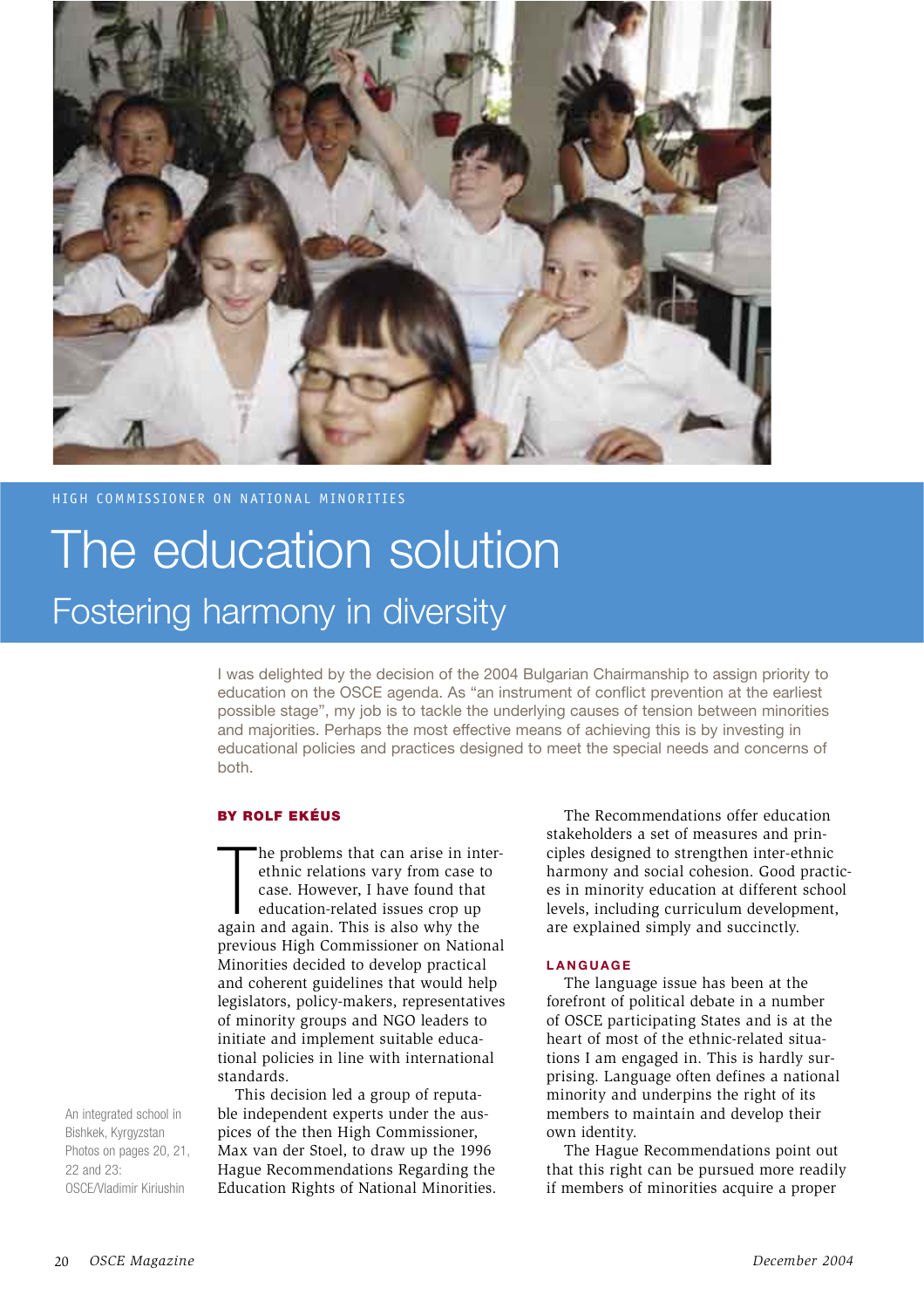HIGH COMMISSIONER ON NATIONAL MINORITIES

# The education solution

## Fostering harmony in diversity

I was delighted by the decision of the 2004 Bulgarian Chairmanship to assign priority to education on the OSCE agenda. As "an instrument of conflict prevention at the earliest possible stage", my job is to tackle the underlying causes of tension between minorities and majorities. Perhaps the most effective means of achieving this is by investing in educational policies and practices designed to meet the special needs and concerns of both.

**BY ROLF EKÉUS**

The problems that can arise in inter-ethnic relations vary from case to case. However, I have found that education-related issues crop up again and again. This is also why the previous High Commissioner on National Minorities decided to develop practical and coherent guidelines that would help legislators, policy-makers, representatives of minority groups and NGO leaders to initiate and implement suitable educational policies in line with international standards.

This decision led a group of reputable independent experts under the auspices of the then High Commissioner, Max van der Stoel, to draw up the 1996 Hague Recommendations Regarding the Education Rights of National Minorities.

The Recommendations offer education stakeholders a set of measures and principles designed to strengthen inter-ethnic harmony and social cohesion. Good practices in minority education at different school levels, including curriculum development, are explained simply and succinctly.

**LANGUAGE**

The language issue has been at the forefront of political debate in a number of OSCE participating States and is at the heart of most of the ethnic-related situations I am engaged in. This is hardly surprising. Language often defines a national minority and underpins the right of its members to maintain and develop their own identity.

The Hague Recommendations point out that this right can be pursued more readily if members of minorities acquire a proper

An integrated school in Bishkek, Kyrgyzstan
Photos on pages 20, 21, 22 and 23: OSCE/Vladimir Kiriushin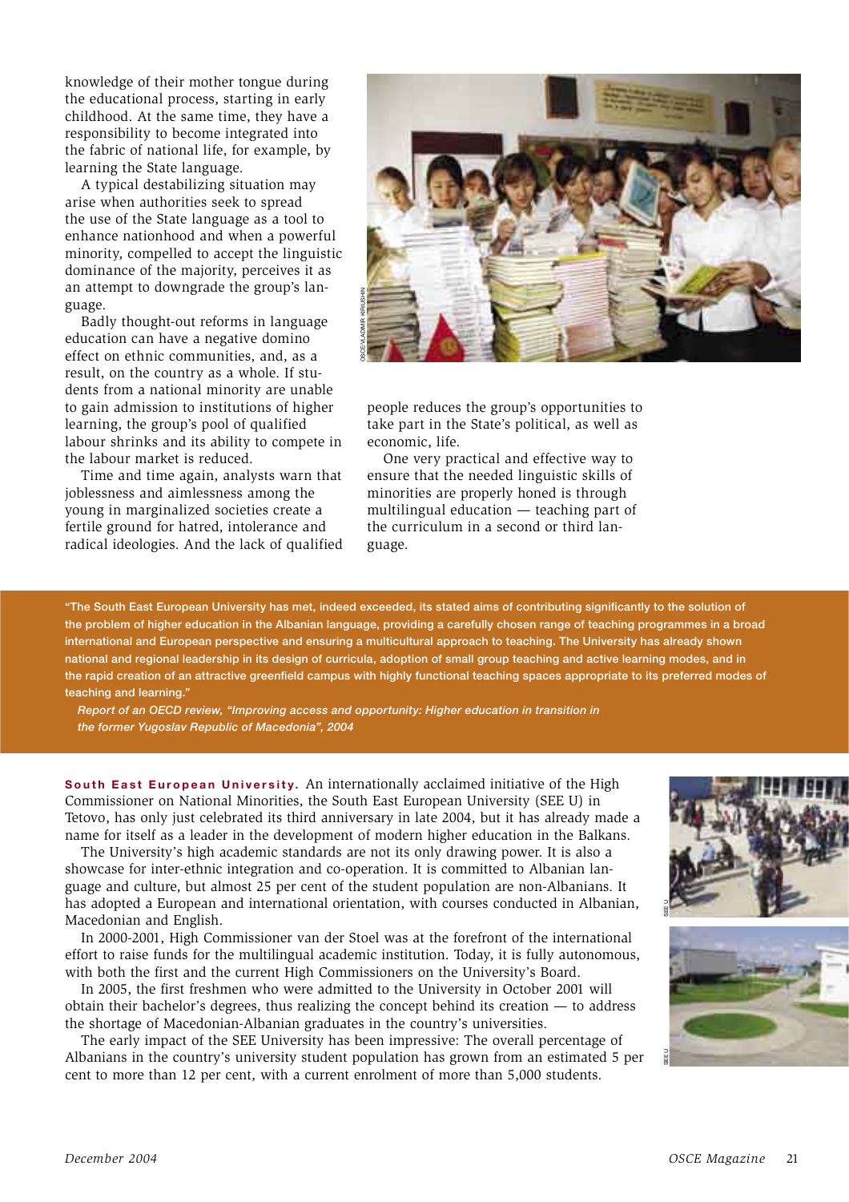knowledge of their mother tongue during the educational process, starting in early childhood. At the same time, they have a responsibility to become integrated into the fabric of national life, for example, by learning the State language.

A typical destabilizing situation may arise when authorities seek to spread the use of the State language as a tool to enhance nationhood and when a powerful minority, compelled to accept the linguistic dominance of the majority, perceives it as an attempt to downgrade the group's language.

Badly thought-out reforms in language education can have a negative domino effect on ethnic communities, and, as a result, on the country as a whole. If students from a national minority are unable to gain admission to institutions of higher learning, the group's pool of qualified labour shrinks and its ability to compete in the labour market is reduced.

Time and time again, analysts warn that joblessness and aimlessness among the young in marginalized societies create a fertile ground for hatred, intolerance and radical ideologies. And the lack of qualified people reduces the group's opportunities to take part in the State's political, as well as economic, life.

One very practical and effective way to ensure that the needed linguistic skills of minorities are properly honed is through multilingual education — teaching part of the curriculum in a second or third language.

OSCE/VLADIMIR KRIUSHIN

> "The South East European University has met, indeed exceeded, its stated aims of contributing significantly to the solution of the problem of higher education in the Albanian language, providing a carefully chosen range of teaching programmes in a broad international and European perspective and ensuring a multicultural approach to teaching. The University has already shown national and regional leadership in its design of curricula, adoption of small group teaching and active learning modes, and in the rapid creation of an attractive greenfield campus with highly functional teaching spaces appropriate to its preferred modes of teaching and learning."
>
> *Report of an OECD review, "Improving access and opportunity: Higher education in transition in the former Yugoslav Republic of Macedonia", 2004*

**South East European University.** An internationally acclaimed initiative of the High Commissioner on National Minorities, the South East European University (SEE U) in Tetovo, has only just celebrated its third anniversary in late 2004, but it has already made a name for itself as a leader in the development of modern higher education in the Balkans.

The University's high academic standards are not its only drawing power. It is also a showcase for inter-ethnic integration and co-operation. It is committed to Albanian language and culture, but almost 25 per cent of the student population are non-Albanians. It has adopted a European and international orientation, with courses conducted in Albanian, Macedonian and English.

In 2000-2001, High Commissioner van der Stoel was at the forefront of the international effort to raise funds for the multilingual academic institution. Today, it is fully autonomous, with both the first and the current High Commissioners on the University's Board.

In 2005, the first freshmen who were admitted to the University in October 2001 will obtain their bachelor's degrees, thus realizing the concept behind its creation — to address the shortage of Macedonian-Albanian graduates in the country's universities.

The early impact of the SEE University has been impressive: The overall percentage of Albanians in the country's university student population has grown from an estimated 5 per cent to more than 12 per cent, with a current enrolment of more than 5,000 students.

SEE U

SEE U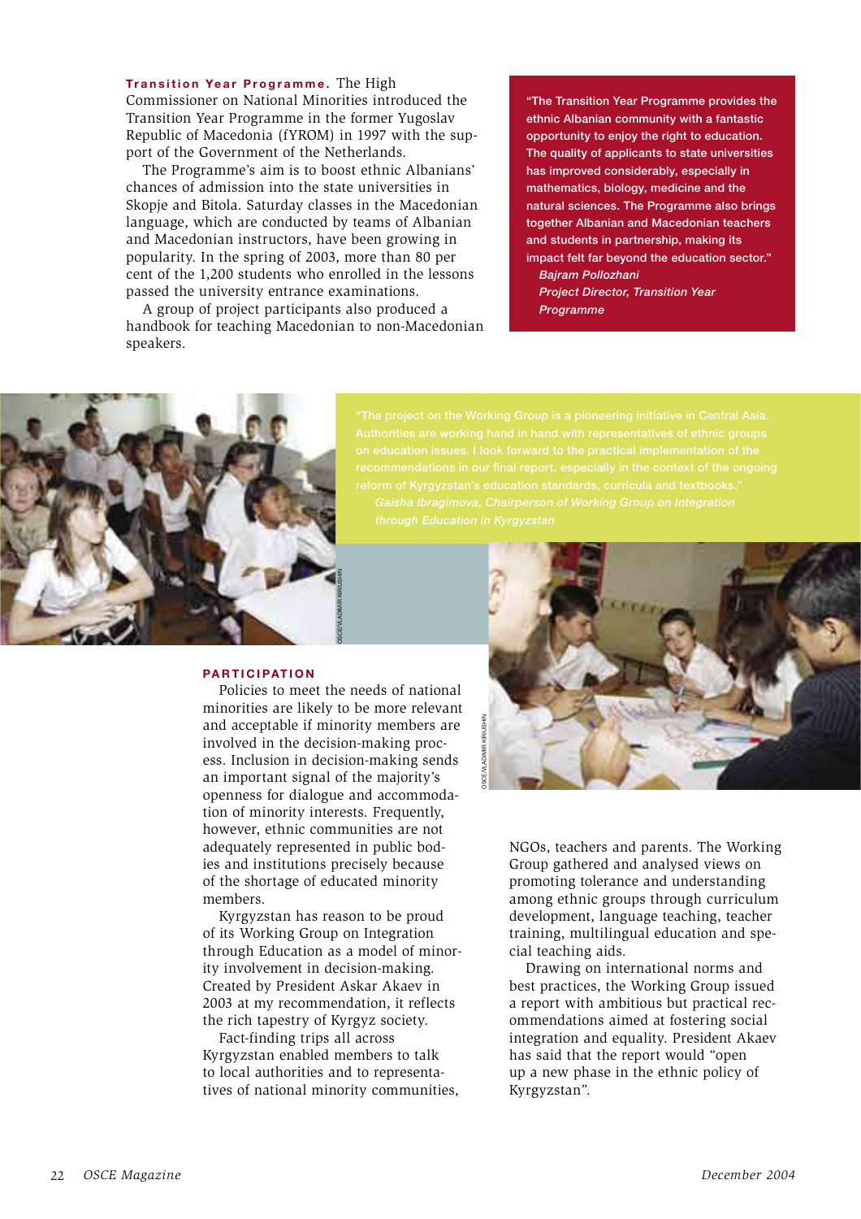**Transition Year Programme.** The High Commissioner on National Minorities introduced the Transition Year Programme in the former Yugoslav Republic of Macedonia (fYROM) in 1997 with the support of the Government of the Netherlands.

The Programme's aim is to boost ethnic Albanians' chances of admission into the state universities in Skopje and Bitola. Saturday classes in the Macedonian language, which are conducted by teams of Albanian and Macedonian instructors, have been growing in popularity. In the spring of 2003, more than 80 per cent of the 1,200 students who enrolled in the lessons passed the university entrance examinations.

A group of project participants also produced a handbook for teaching Macedonian to non-Macedonian speakers.

> "The Transition Year Programme provides the ethnic Albanian community with a fantastic opportunity to enjoy the right to education. The quality of applicants to state universities has improved considerably, especially in mathematics, biology, medicine and the natural sciences. The Programme also brings together Albanian and Macedonian teachers and students in partnership, making its impact felt far beyond the education sector."
>
> *Bajram Pollozhani*
> *Project Director, Transition Year Programme*

> "The project on the Working Group is a pioneering initiative in Central Asia. Authorities are working hand in hand with representatives of ethnic groups on education issues. I look forward to the practical implementation of the recommendations in our final report, especially in the context of the ongoing reform of Kyrgyzstan's education standards, curricula and textbooks."
>
> *Gaisha Ibragimova, Chairperson of Working Group on Integration through Education in Kyrgyzstan*

OSCE/VLADIMIR KIRIUSHIN

OSCE/VLADIMIR KIRIUSHIN

## PARTICIPATION

Policies to meet the needs of national minorities are likely to be more relevant and acceptable if minority members are involved in the decision-making process. Inclusion in decision-making sends an important signal of the majority's openness for dialogue and accommodation of minority interests. Frequently, however, ethnic communities are not adequately represented in public bodies and institutions precisely because of the shortage of educated minority members.

Kyrgyzstan has reason to be proud of its Working Group on Integration through Education as a model of minority involvement in decision-making. Created by President Askar Akaev in 2003 at my recommendation, it reflects the rich tapestry of Kyrgyz society.

Fact-finding trips all across Kyrgyzstan enabled members to talk to local authorities and to representatives of national minority communities, NGOs, teachers and parents. The Working Group gathered and analysed views on promoting tolerance and understanding among ethnic groups through curriculum development, language teaching, teacher training, multilingual education and special teaching aids.

Drawing on international norms and best practices, the Working Group issued a report with ambitious but practical recommendations aimed at fostering social integration and equality. President Akaev has said that the report would "open up a new phase in the ethnic policy of Kyrgyzstan".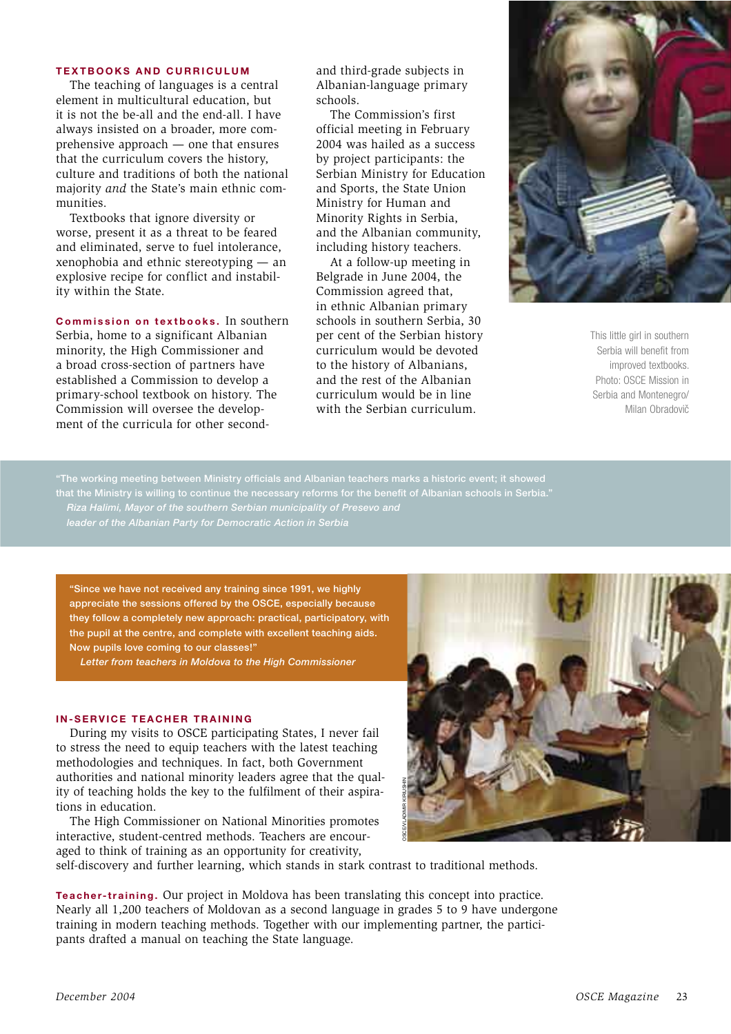## TEXTBOOKS AND CURRICULUM

The teaching of languages is a central element in multicultural education, but it is not the be-all and the end-all. I have always insisted on a broader, more comprehensive approach — one that ensures that the curriculum covers the history, culture and traditions of both the national majority *and* the State's main ethnic communities.

Textbooks that ignore diversity or worse, present it as a threat to be feared and eliminated, serve to fuel intolerance, xenophobia and ethnic stereotyping — an explosive recipe for conflict and instability within the State.

**Commission on textbooks.** In southern Serbia, home to a significant Albanian minority, the High Commissioner and a broad cross-section of partners have established a Commission to develop a primary-school textbook on history. The Commission will oversee the development of the curricula for other second- and third-grade subjects in Albanian-language primary schools.

The Commission's first official meeting in February 2004 was hailed as a success by project participants: the Serbian Ministry for Education and Sports, the State Union Ministry for Human and Minority Rights in Serbia, and the Albanian community, including history teachers.

At a follow-up meeting in Belgrade in June 2004, the Commission agreed that, in ethnic Albanian primary schools in southern Serbia, 30 per cent of the Serbian history curriculum would be devoted to the history of Albanians, and the rest of the Albanian curriculum would be in line with the Serbian curriculum.

This little girl in southern Serbia will benefit from improved textbooks. Photo: OSCE Mission in Serbia and Montenegro/ Milan Obradovič

"The working meeting between Ministry officials and Albanian teachers marks a historic event; it showed that the Ministry is willing to continue the necessary reforms for the benefit of Albanian schools in Serbia."
*Riza Halimi, Mayor of the southern Serbian municipality of Presevo and leader of the Albanian Party for Democratic Action in Serbia*

"Since we have not received any training since 1991, we highly appreciate the sessions offered by the OSCE, especially because they follow a completely new approach: practical, participatory, with the pupil at the centre, and complete with excellent teaching aids. Now pupils love coming to our classes!"
*Letter from teachers in Moldova to the High Commissioner*

## IN-SERVICE TEACHER TRAINING

During my visits to OSCE participating States, I never fail to stress the need to equip teachers with the latest teaching methodologies and techniques. In fact, both Government authorities and national minority leaders agree that the quality of teaching holds the key to the fulfilment of their aspirations in education.

The High Commissioner on National Minorities promotes interactive, student-centred methods. Teachers are encouraged to think of training as an opportunity for creativity, self-discovery and further learning, which stands in stark contrast to traditional methods.

**Teacher-training.** Our project in Moldova has been translating this concept into practice. Nearly all 1,200 teachers of Moldovan as a second language in grades 5 to 9 have undergone training in modern teaching methods. Together with our implementing partner, the participants drafted a manual on teaching the State language.

OSCE/VLADIMIR KIRUSHIN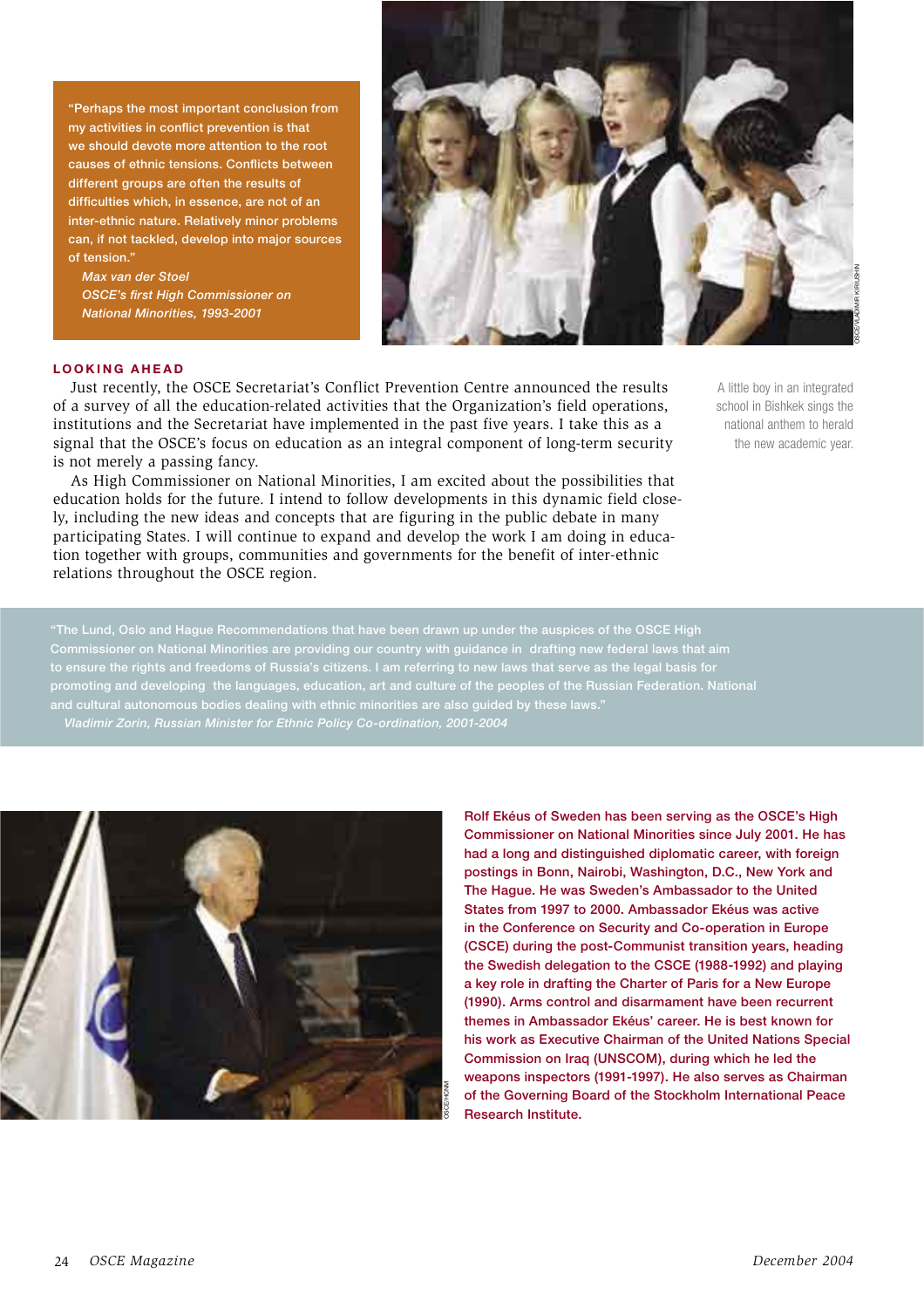"Perhaps the most important conclusion from my activities in conflict prevention is that we should devote more attention to the root causes of ethnic tensions. Conflicts between different groups are often the results of difficulties which, in essence, are not of an inter-ethnic nature. Relatively minor problems can, if not tackled, develop into major sources of tension."

*Max van der Stoel*
*OSCE's first High Commissioner on National Minorities, 1993-2001*

A little boy in an integrated school in Bishkek sings the national anthem to herald the new academic year.

## LOOKING AHEAD

Just recently, the OSCE Secretariat's Conflict Prevention Centre announced the results of a survey of all the education-related activities that the Organization's field operations, institutions and the Secretariat have implemented in the past five years. I take this as a signal that the OSCE's focus on education as an integral component of long-term security is not merely a passing fancy.

As High Commissioner on National Minorities, I am excited about the possibilities that education holds for the future. I intend to follow developments in this dynamic field closely, including the new ideas and concepts that are figuring in the public debate in many participating States. I will continue to expand and develop the work I am doing in education together with groups, communities and governments for the benefit of inter-ethnic relations throughout the OSCE region.

"The Lund, Oslo and Hague Recommendations that have been drawn up under the auspices of the OSCE High Commissioner on National Minorities are providing our country with guidance in drafting new federal laws that aim to ensure the rights and freedoms of Russia's citizens. I am referring to new laws that serve as the legal basis for promoting and developing the languages, education, art and culture of the peoples of the Russian Federation. National and cultural autonomous bodies dealing with ethnic minorities are also guided by these laws."

*Vladimir Zorin, Russian Minister for Ethnic Policy Co-ordination, 2001-2004*

Rolf Ekéus of Sweden has been serving as the OSCE's High Commissioner on National Minorities since July 2001. He has had a long and distinguished diplomatic career, with foreign postings in Bonn, Nairobi, Washington, D.C., New York and The Hague. He was Sweden's Ambassador to the United States from 1997 to 2000. Ambassador Ekéus was active in the Conference on Security and Co-operation in Europe (CSCE) during the post-Communist transition years, heading the Swedish delegation to the CSCE (1988-1992) and playing a key role in drafting the Charter of Paris for a New Europe (1990). Arms control and disarmament have been recurrent themes in Ambassador Ekéus' career. He is best known for his work as Executive Chairman of the United Nations Special Commission on Iraq (UNSCOM), during which he led the weapons inspectors (1991-1997). He also serves as Chairman of the Governing Board of the Stockholm International Peace Research Institute.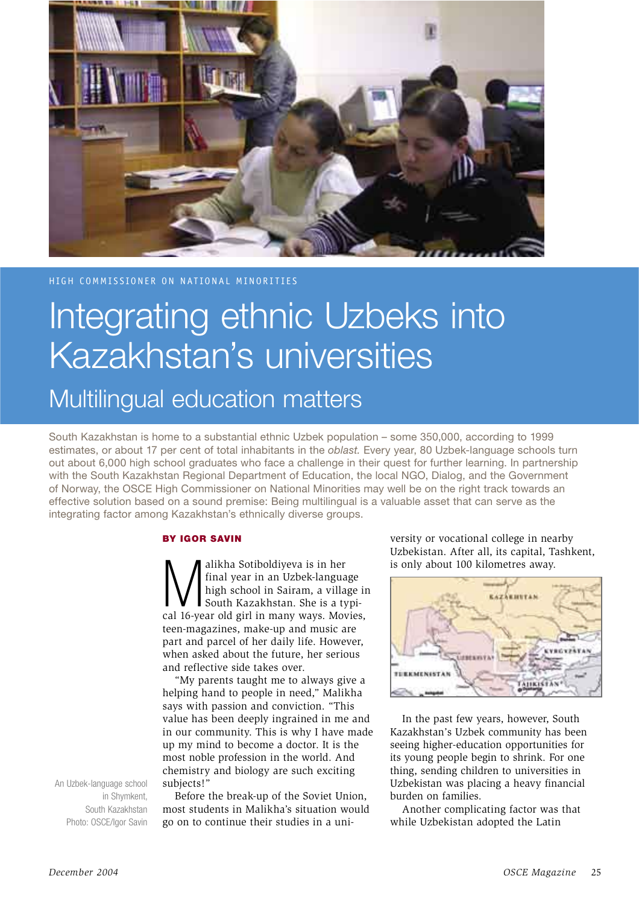HIGH COMMISSIONER ON NATIONAL MINORITIES

# Integrating ethnic Uzbeks into Kazakhstan's universities

## Multilingual education matters

South Kazakhstan is home to a substantial ethnic Uzbek population – some 350,000, according to 1999 estimates, or about 17 per cent of total inhabitants in the *oblast*. Every year, 80 Uzbek-language schools turn out about 6,000 high school graduates who face a challenge in their quest for further learning. In partnership with the South Kazakhstan Regional Department of Education, the local NGO, Dialog, and the Government of Norway, the OSCE High Commissioner on National Minorities may well be on the right track towards an effective solution based on a sound premise: Being multilingual is a valuable asset that can serve as the integrating factor among Kazakhstan's ethnically diverse groups.

**BY IGOR SAVIN**

Malikha Sotiboldiyeva is in her final year in an Uzbek-language high school in Sairam, a village in South Kazakhstan. She is a typical 16-year old girl in many ways. Movies, teen-magazines, make-up and music are part and parcel of her daily life. However, when asked about the future, her serious and reflective side takes over.

"My parents taught me to always give a helping hand to people in need," Malikha says with passion and conviction. "This value has been deeply ingrained in me and in our community. This is why I have made up my mind to become a doctor. It is the most noble profession in the world. And chemistry and biology are such exciting subjects!"

Before the break-up of the Soviet Union, most students in Malikha's situation would go on to continue their studies in a university or vocational college in nearby Uzbekistan. After all, its capital, Tashkent, is only about 100 kilometres away.

An Uzbek-language school in Shymkent, South Kazakhstan
Photo: OSCE/Igor Savin

In the past few years, however, South Kazakhstan's Uzbek community has been seeing higher-education opportunities for its young people begin to shrink. For one thing, sending children to universities in Uzbekistan was placing a heavy financial burden on families.

Another complicating factor was that while Uzbekistan adopted the Latin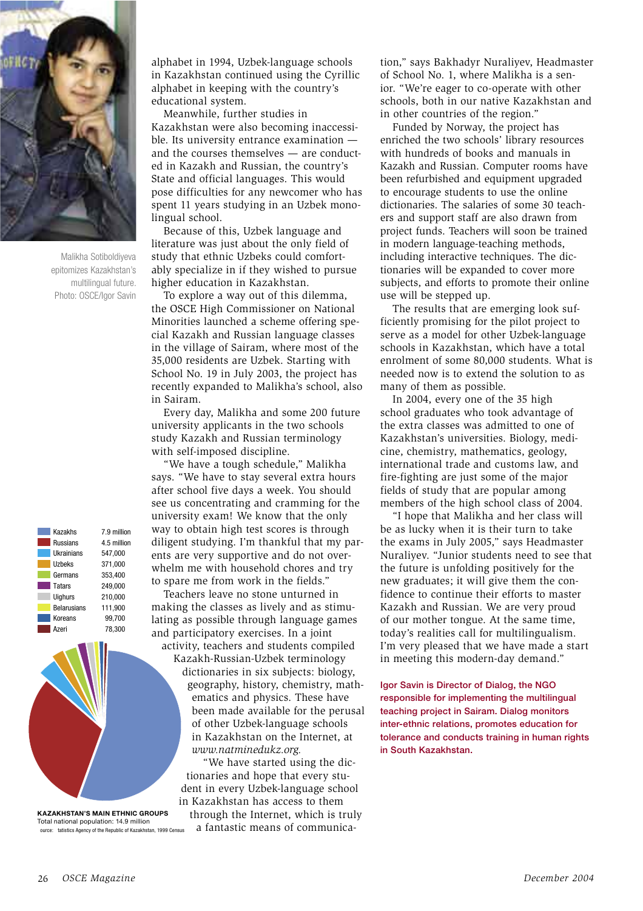alphabet in 1994, Uzbek-language schools in Kazakhstan continued using the Cyrillic alphabet in keeping with the country's educational system.

Meanwhile, further studies in Kazakhstan were also becoming inaccessible. Its university entrance examination and the courses themselves — are conducted in Kazakh and Russian, the country's State and official languages. This would pose difficulties for any newcomer who has spent 11 years studying in an Uzbek monolingual school.

Because of this, Uzbek language and literature was just about the only field of study that ethnic Uzbeks could comfortably specialize in if they wished to pursue higher education in Kazakhstan.

To explore a way out of this dilemma, the OSCE High Commissioner on National Minorities launched a scheme offering special Kazakh and Russian language classes in the village of Sairam, where most of the 35,000 residents are Uzbek. Starting with School No. 19 in July 2003, the project has recently expanded to Malikha's school, also in Sairam.

Every day, Malikha and some 200 future university applicants in the two schools study Kazakh and Russian terminology with self-imposed discipline.

"We have a tough schedule," Malikha says. "We have to stay several extra hours after school five days a week. You should see us concentrating and cramming for the university exam! We know that the only way to obtain high test scores is through diligent studying. I'm thankful that my parents are very supportive and do not overwhelm me with household chores and try to spare me from work in the fields."

Teachers leave no stone unturned in making the classes as lively and as stimulating as possible through language games and participatory exercises. In a joint activity, teachers and students compiled Kazakh-Russian-Uzbek terminology dictionaries in six subjects: biology, geography, history, chemistry, mathematics and physics. These have been made available for the perusal of other Uzbek-language schools in Kazakhstan on the Internet, at *www.natminedukz.org.*

"We have started using the dictionaries and hope that every student in every Uzbek-language school in Kazakhstan has access to them through the Internet, which is truly a fantastic means of communication," says Bakhadyr Nuraliyev, Headmaster of School No. 1, where Malikha is a senior. "We're eager to co-operate with other schools, both in our native Kazakhstan and in other countries of the region."

Funded by Norway, the project has enriched the two schools' library resources with hundreds of books and manuals in Kazakh and Russian. Computer rooms have been refurbished and equipment upgraded to encourage students to use the online dictionaries. The salaries of some 30 teachers and support staff are also drawn from project funds. Teachers will soon be trained in modern language-teaching methods, including interactive techniques. The dictionaries will be expanded to cover more subjects, and efforts to promote their online use will be stepped up.

The results that are emerging look sufficiently promising for the pilot project to serve as a model for other Uzbek-language schools in Kazakhstan, which have a total enrolment of some 80,000 students. What is needed now is to extend the solution to as many of them as possible.

In 2004, every one of the 35 high school graduates who took advantage of the extra classes was admitted to one of Kazakhstan's universities. Biology, medicine, chemistry, mathematics, geology, international trade and customs law, and fire-fighting are just some of the major fields of study that are popular among members of the high school class of 2004.

"I hope that Malikha and her class will be as lucky when it is their turn to take the exams in July 2005," says Headmaster Nuraliyev. "Junior students need to see that the future is unfolding positively for the new graduates; it will give them the confidence to continue their efforts to master Kazakh and Russian. We are very proud of our mother tongue. At the same time, today's realities call for multilingualism. I'm very pleased that we have made a start in meeting this modern-day demand."

**Igor Savin is Director of Dialog, the NGO responsible for implementing the multilingual teaching project in Sairam. Dialog monitors inter-ethnic relations, promotes education for tolerance and conducts training in human rights in South Kazakhstan.**

Malikha Sotiboldiyeva epitomizes Kazakhstan's multilingual future. Photo: OSCE/Igor Savin

| Group | Population |
|---|---|
| Kazakhs | 7.9 million |
| Russians | 4.5 million |
| Ukrainians | 547,000 |
| Uzbeks | 371,000 |
| Germans | 353,400 |
| Tatars | 249,000 |
| Uighurs | 210,000 |
| Belarusians | 111,900 |
| Koreans | 99,700 |
| Azeri | 78,300 |

**KAZAKHSTAN'S MAIN ETHNIC GROUPS**
Total national population: 14.9 million
Source: Statistics Agency of the Republic of Kazakhstan, 1999 Census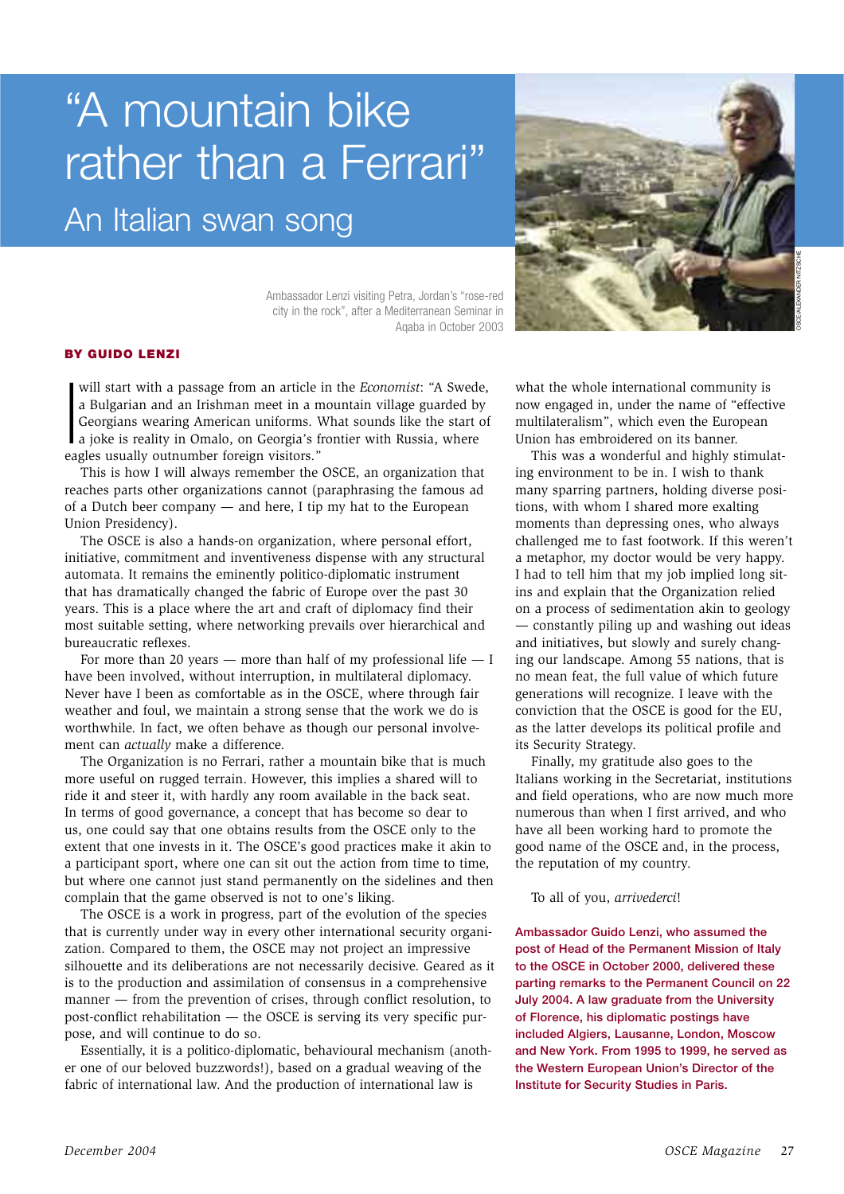# "A mountain bike rather than a Ferrari"

## An Italian swan song

Ambassador Lenzi visiting Petra, Jordan's "rose-red city in the rock", after a Mediterranean Seminar in Aqaba in October 2003

OSCE/ALEXANDER NITZSCHE

**BY GUIDO LENZI**

I will start with a passage from an article in the *Economist*: "A Swede, a Bulgarian and an Irishman meet in a mountain village guarded by Georgians wearing American uniforms. What sounds like the start of a joke is reality in Omalo, on Georgia's frontier with Russia, where eagles usually outnumber foreign visitors."

This is how I will always remember the OSCE, an organization that reaches parts other organizations cannot (paraphrasing the famous ad of a Dutch beer company — and here, I tip my hat to the European Union Presidency).

The OSCE is also a hands-on organization, where personal effort, initiative, commitment and inventiveness dispense with any structural automata. It remains the eminently politico-diplomatic instrument that has dramatically changed the fabric of Europe over the past 30 years. This is a place where the art and craft of diplomacy find their most suitable setting, where networking prevails over hierarchical and bureaucratic reflexes.

For more than 20 years — more than half of my professional life — I have been involved, without interruption, in multilateral diplomacy. Never have I been as comfortable as in the OSCE, where through fair weather and foul, we maintain a strong sense that the work we do is worthwhile. In fact, we often behave as though our personal involvement can *actually* make a difference.

The Organization is no Ferrari, rather a mountain bike that is much more useful on rugged terrain. However, this implies a shared will to ride it and steer it, with hardly any room available in the back seat. In terms of good governance, a concept that has become so dear to us, one could say that one obtains results from the OSCE only to the extent that one invests in it. The OSCE's good practices make it akin to a participant sport, where one can sit out the action from time to time, but where one cannot just stand permanently on the sidelines and then complain that the game observed is not to one's liking.

The OSCE is a work in progress, part of the evolution of the species that is currently under way in every other international security organization. Compared to them, the OSCE may not project an impressive silhouette and its deliberations are not necessarily decisive. Geared as it is to the production and assimilation of consensus in a comprehensive manner — from the prevention of crises, through conflict resolution, to post-conflict rehabilitation — the OSCE is serving its very specific purpose, and will continue to do so.

Essentially, it is a politico-diplomatic, behavioural mechanism (another one of our beloved buzzwords!), based on a gradual weaving of the fabric of international law. And the production of international law is what the whole international community is now engaged in, under the name of "effective multilateralism", which even the European Union has embroidered on its banner.

This was a wonderful and highly stimulating environment to be in. I wish to thank many sparring partners, holding diverse positions, with whom I shared more exalting moments than depressing ones, who always challenged me to fast footwork. If this weren't a metaphor, my doctor would be very happy. I had to tell him that my job implied long sit-ins and explain that the Organization relied on a process of sedimentation akin to geology — constantly piling up and washing out ideas and initiatives, but slowly and surely changing our landscape. Among 55 nations, that is no mean feat, the full value of which future generations will recognize. I leave with the conviction that the OSCE is good for the EU, as the latter develops its political profile and its Security Strategy.

Finally, my gratitude also goes to the Italians working in the Secretariat, institutions and field operations, who are now much more numerous than when I first arrived, and who have all been working hard to promote the good name of the OSCE and, in the process, the reputation of my country.

To all of you, *arrivederci*!

**Ambassador Guido Lenzi, who assumed the post of Head of the Permanent Mission of Italy to the OSCE in October 2000, delivered these parting remarks to the Permanent Council on 22 July 2004. A law graduate from the University of Florence, his diplomatic postings have included Algiers, Lausanne, London, Moscow and New York. From 1995 to 1999, he served as the Western European Union's Director of the Institute for Security Studies in Paris.**